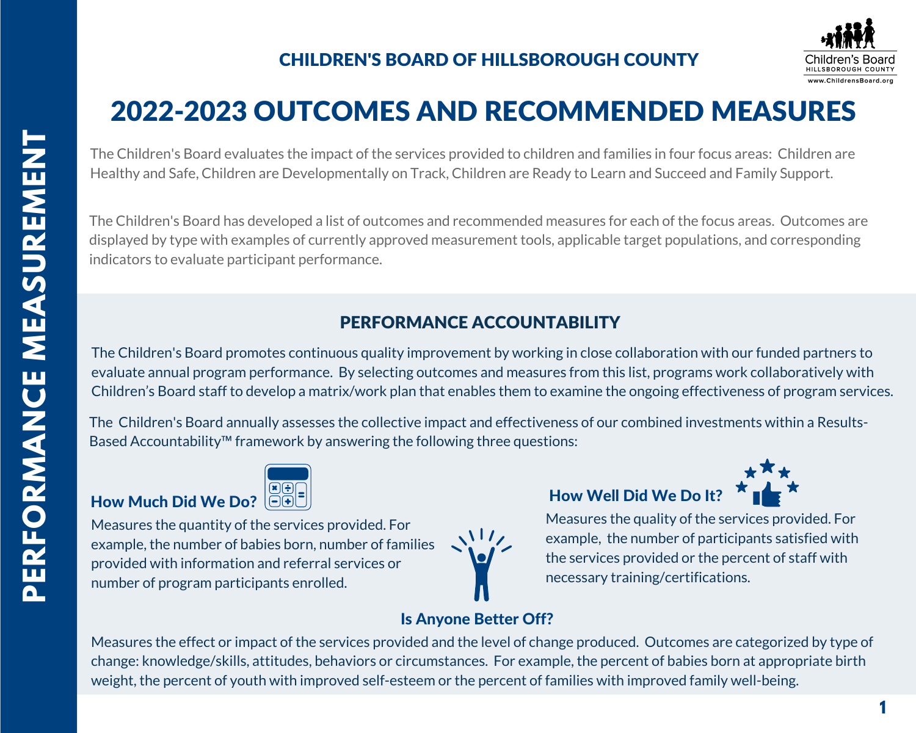PERFORMANCE MEASUREMENT

CHILDREN'S BOARD OF HILLSBOROUGH COUNTY

# 2022-2023 OUTCOMES AND RECOMMENDED MEASURES

The Children's Board evaluates the impact of the services provided to children and families in four focus areas: Children are Healthy and Safe, Children are Developmentally on Track, Children are Ready to Learn and Succeed and Family Support.

The Children's Board has developed a list of outcomes and recommended measures for each of the focus areas. Outcomes are displayed by type with examples of currently approved measurement tools, applicable target populations, and corresponding indicators to evaluate participant performance.

## PERFORMANCE ACCOUNTABILITY

The Children's Board promotes continuous quality improvement by working in close collaboration with our funded partners to evaluate annual program performance. By selecting outcomes and measures from this list, programs work collaboratively with Children's Board staff to develop a matrix/work plan that enables them to examine the ongoing effectiveness of program services.

The Children's Board annually assesses the collective impact and effectiveness of our combined investments within a Results-Based Accountability™ framework by answering the following three questions:

### How Much Did We Do?

Measures the quantity of the services provided. For example, the number of babies born, number of families provided with information and referral services or number of program participants enrolled.

### How Well Did We Do It?

Measures the quality of the services provided. For example, the number of participants satisfied with the services provided or the percent of staff with necessary training/certifications.

### Is Anyone Better Off?

Measures the effect or impact of the services provided and the level of change produced. Outcomes are categorized by type of change: knowledge/skills, attitudes, behaviors or circumstances. For example, the percent of babies born at appropriate birth weight, the percent of youth with improved self-esteem or the percent of families with improved family well-being.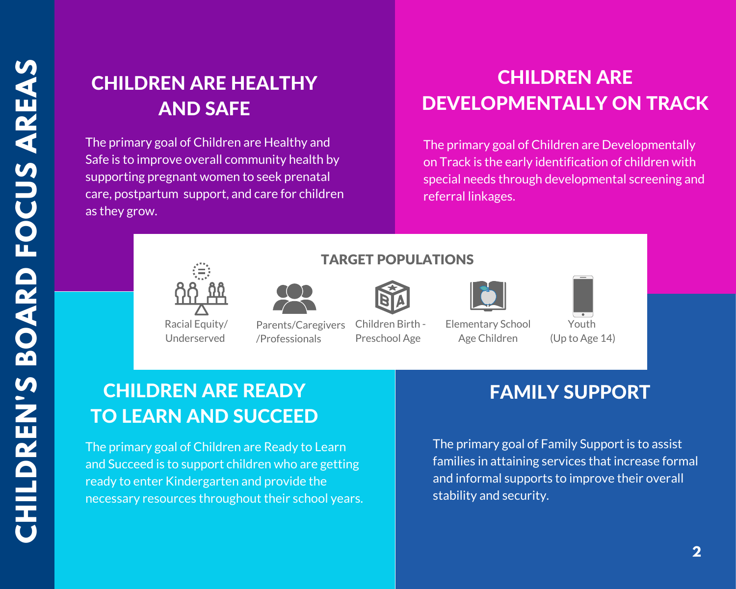# CHILDREN'S BOARD FOCUS AREAS

## CHILDREN ARE HEALTHY AND SAFE

The primary goal of Children are Healthy and Safe is to improve overall community health by supporting pregnant women to seek prenatal care, postpartum support, and care for children as they grow.

## CHILDREN ARE DEVELOPMENTALLY ON TRACK

The primary goal of Children are Developmentally on Track is the early identification of children with special needs through developmental screening and referral linkages.

### TARGET POPULATIONS

- Racial Equity/ Underserved
- Parents/Caregivers /Professionals
- Children Birth - Preschool Age
- Elementary School Age Children
- Youth (Up to Age 14)

## CHILDREN ARE READY TO LEARN AND SUCCEED

The primary goal of Children are Ready to Learn and Succeed is to support children who are getting ready to enter Kindergarten and provide the necessary resources throughout their school years.

## FAMILY SUPPORT

The primary goal of Family Support is to assist families in attaining services that increase formal and informal supports to improve their overall stability and security.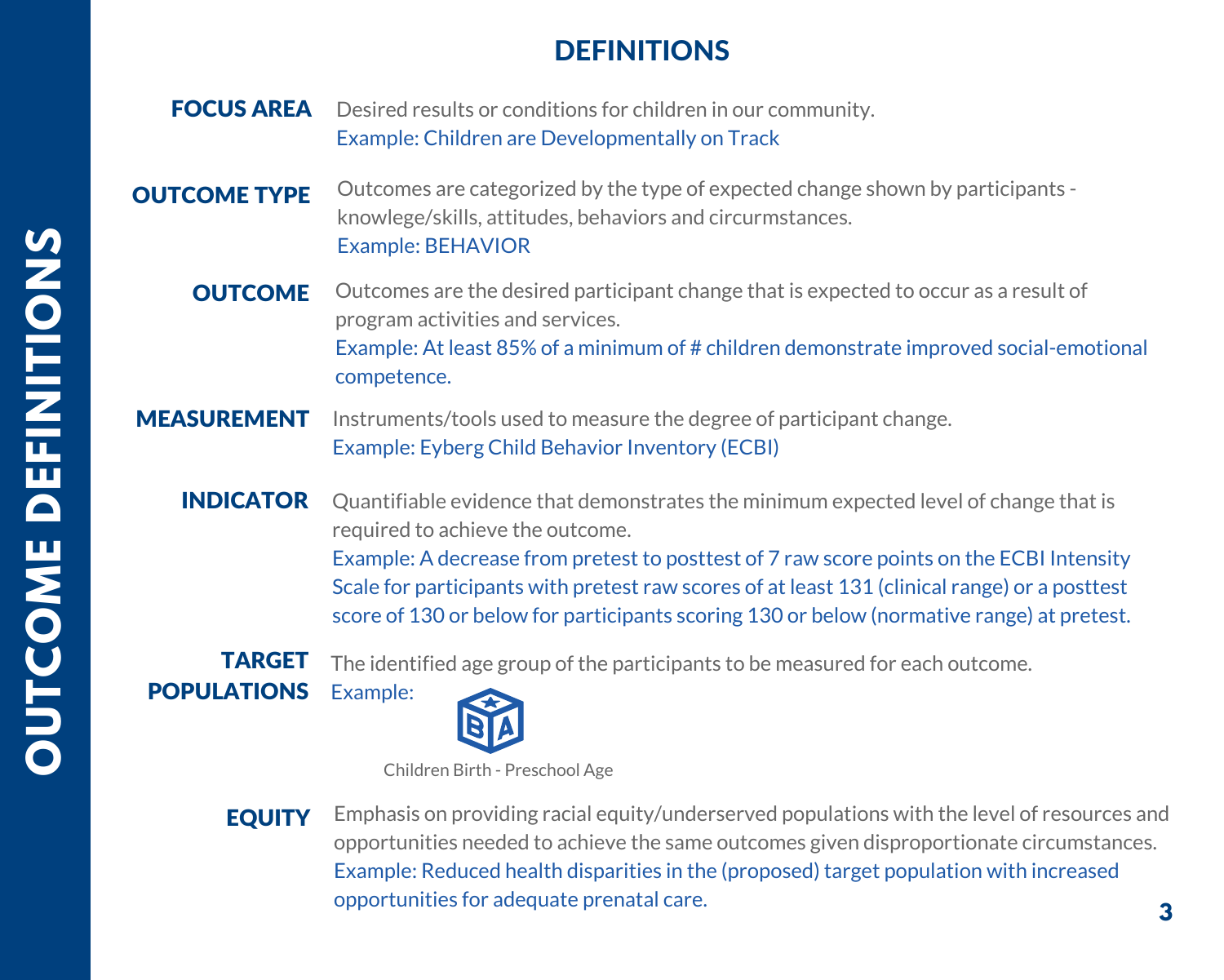# OUTCOME DEFINITIONS

## DEFINITIONS

**FOCUS AREA**
Desired results or conditions for children in our community.
Example: Children are Developmentally on Track

**OUTCOME TYPE**
Outcomes are categorized by the type of expected change shown by participants - knowlege/skills, attitudes, behaviors and circurmstances.
Example: BEHAVIOR

**OUTCOME**
Outcomes are the desired participant change that is expected to occur as a result of program activities and services.
Example: At least 85% of a minimum of # children demonstrate improved social-emotional competence.

**MEASUREMENT**
Instruments/tools used to measure the degree of participant change.
Example: Eyberg Child Behavior Inventory (ECBI)

**INDICATOR**
Quantifiable evidence that demonstrates the minimum expected level of change that is required to achieve the outcome.
Example: A decrease from pretest to posttest of 7 raw score points on the ECBI Intensity Scale for participants with pretest raw scores of at least 131 (clinical range) or a posttest score of 130 or below for participants scoring 130 or below (normative range) at pretest.

**TARGET POPULATIONS**
The identified age group of the participants to be measured for each outcome.
Example:

Children Birth - Preschool Age

**EQUITY**
Emphasis on providing racial equity/underserved populations with the level of resources and opportunities needed to achieve the same outcomes given disproportionate circumstances.
Example: Reduced health disparities in the (proposed) target population with increased opportunities for adequate prenatal care.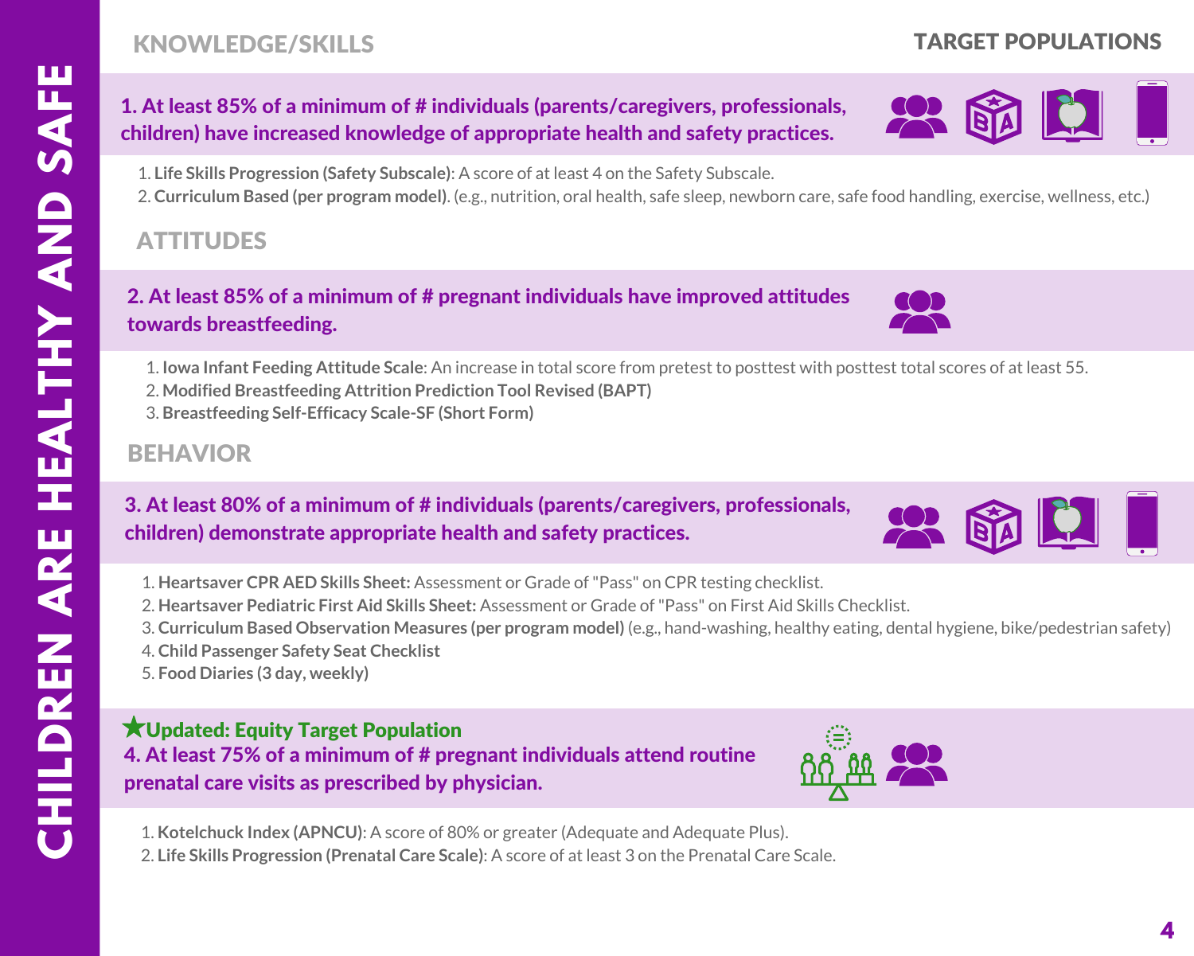# CHILDREN ARE HEALTHY AND SAFE

## KNOWLEDGE/SKILLS

**TARGET POPULATIONS**

### 1. At least 85% of a minimum of # individuals (parents/caregivers, professionals, children) have increased knowledge of appropriate health and safety practices.

1. **Life Skills Progression (Safety Subscale)**: A score of at least 4 on the Safety Subscale.
2. **Curriculum Based (per program model)**. (e.g., nutrition, oral health, safe sleep, newborn care, safe food handling, exercise, wellness, etc.)

## ATTITUDES

### 2. At least 85% of a minimum of # pregnant individuals have improved attitudes towards breastfeeding.

1. **Iowa Infant Feeding Attitude Scale**: An increase in total score from pretest to posttest with posttest total scores of at least 55.
2. **Modified Breastfeeding Attrition Prediction Tool Revised (BAPT)**
3. **Breastfeeding Self-Efficacy Scale-SF (Short Form)**

## BEHAVIOR

### 3. At least 80% of a minimum of # individuals (parents/caregivers, professionals, children) demonstrate appropriate health and safety practices.

1. **Heartsaver CPR AED Skills Sheet:** Assessment or Grade of "Pass" on CPR testing checklist.
2. **Heartsaver Pediatric First Aid Skills Sheet:** Assessment or Grade of "Pass" on First Aid Skills Checklist.
3. **Curriculum Based Observation Measures (per program model)** (e.g., hand-washing, healthy eating, dental hygiene, bike/pedestrian safety)
4. **Child Passenger Safety Seat Checklist**
5. **Food Diaries (3 day, weekly)**

★**Updated: Equity Target Population**

### 4. At least 75% of a minimum of # pregnant individuals attend routine prenatal care visits as prescribed by physician.

1. **Kotelchuck Index (APNCU)**: A score of 80% or greater (Adequate and Adequate Plus).
2. **Life Skills Progression (Prenatal Care Scale)**: A score of at least 3 on the Prenatal Care Scale.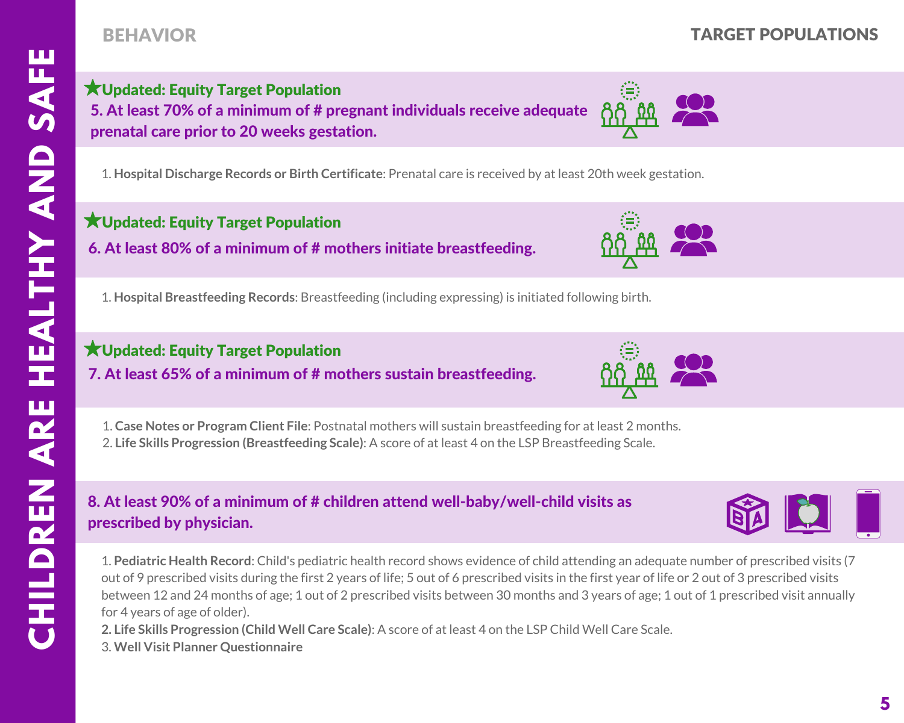## BEHAVIOR

## TARGET POPULATIONS

**★Updated: Equity Target Population**

**5. At least 70% of a minimum of # pregnant individuals receive adequate prenatal care prior to 20 weeks gestation.**

1. **Hospital Discharge Records or Birth Certificate**: Prenatal care is received by at least 20th week gestation.

**★Updated: Equity Target Population**

**6. At least 80% of a minimum of # mothers initiate breastfeeding.**

1. **Hospital Breastfeeding Records**: Breastfeeding (including expressing) is initiated following birth.

**★Updated: Equity Target Population**

**7. At least 65% of a minimum of # mothers sustain breastfeeding.**

1. **Case Notes or Program Client File**: Postnatal mothers will sustain breastfeeding for at least 2 months.
2. **Life Skills Progression (Breastfeeding Scale)**: A score of at least 4 on the LSP Breastfeeding Scale.

**8. At least 90% of a minimum of # children attend well-baby/well-child visits as prescribed by physician.**

1. **Pediatric Health Record**: Child's pediatric health record shows evidence of child attending an adequate number of prescribed visits (7 out of 9 prescribed visits during the first 2 years of life; 5 out of 6 prescribed visits in the first year of life or 2 out of 3 prescribed visits between 12 and 24 months of age; 1 out of 2 prescribed visits between 30 months and 3 years of age; 1 out of 1 prescribed visit annually for 4 years of age of older).
2. **Life Skills Progression (Child Well Care Scale)**: A score of at least 4 on the LSP Child Well Care Scale.
3. **Well Visit Planner Questionnaire**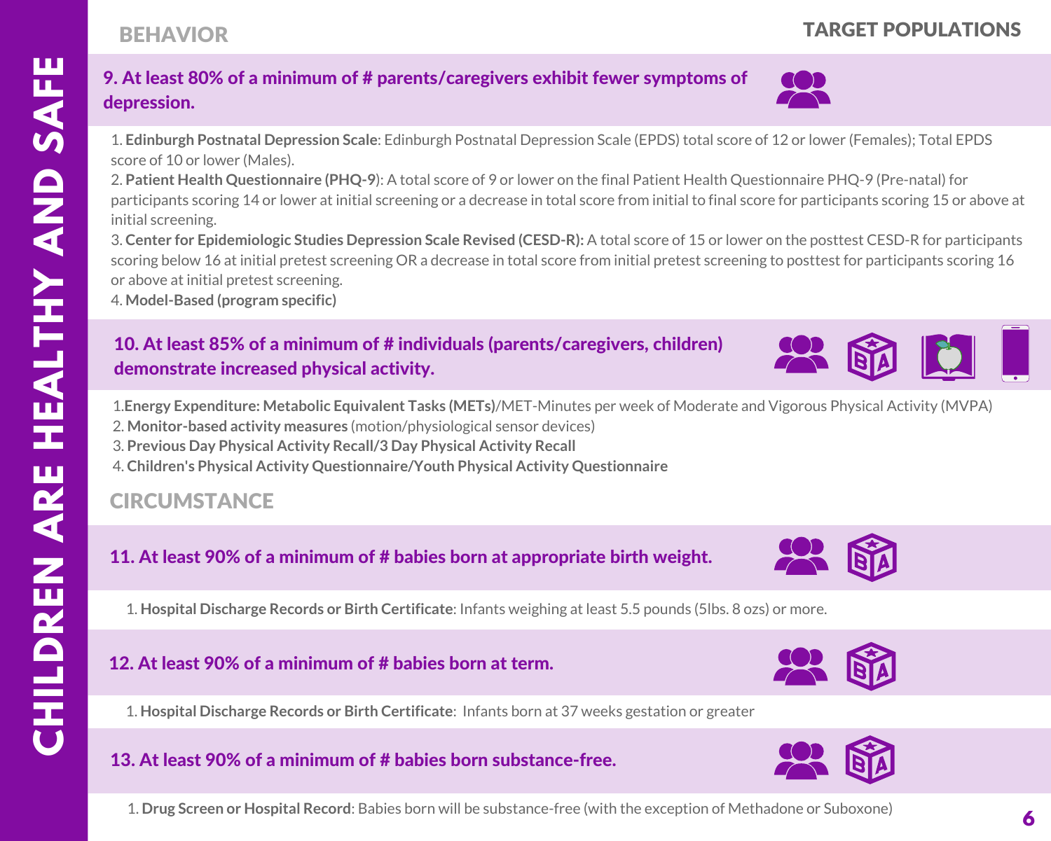# CHILDREN ARE HEALTHY AND SAFE

## BEHAVIOR

**TARGET POPULATIONS**

### 9. At least 80% of a minimum of # parents/caregivers exhibit fewer symptoms of depression.

1. **Edinburgh Postnatal Depression Scale**: Edinburgh Postnatal Depression Scale (EPDS) total score of 12 or lower (Females); Total EPDS score of 10 or lower (Males).
2. **Patient Health Questionnaire (PHQ-9**): A total score of 9 or lower on the final Patient Health Questionnaire PHQ-9 (Pre-natal) for participants scoring 14 or lower at initial screening or a decrease in total score from initial to final score for participants scoring 15 or above at initial screening.
3. **Center for Epidemiologic Studies Depression Scale Revised (CESD-R):** A total score of 15 or lower on the posttest CESD-R for participants scoring below 16 at initial pretest screening OR a decrease in total score from initial pretest screening to posttest for participants scoring 16 or above at initial pretest screening.
4. **Model-Based (program specific)**

### 10. At least 85% of a minimum of # individuals (parents/caregivers, children) demonstrate increased physical activity.

1. **Energy Expenditure: Metabolic Equivalent Tasks (METs)**/MET-Minutes per week of Moderate and Vigorous Physical Activity (MVPA)
2. **Monitor-based activity measures** (motion/physiological sensor devices)
3. **Previous Day Physical Activity Recall/3 Day Physical Activity Recall**
4. **Children's Physical Activity Questionnaire/Youth Physical Activity Questionnaire**

## CIRCUMSTANCE

### 11. At least 90% of a minimum of # babies born at appropriate birth weight.

1. **Hospital Discharge Records or Birth Certificate**: Infants weighing at least 5.5 pounds (5lbs. 8 ozs) or more.

### 12. At least 90% of a minimum of # babies born at term.

1. **Hospital Discharge Records or Birth Certificate**: Infants born at 37 weeks gestation or greater

### 13. At least 90% of a minimum of # babies born substance-free.

1. **Drug Screen or Hospital Record**: Babies born will be substance-free (with the exception of Methadone or Suboxone)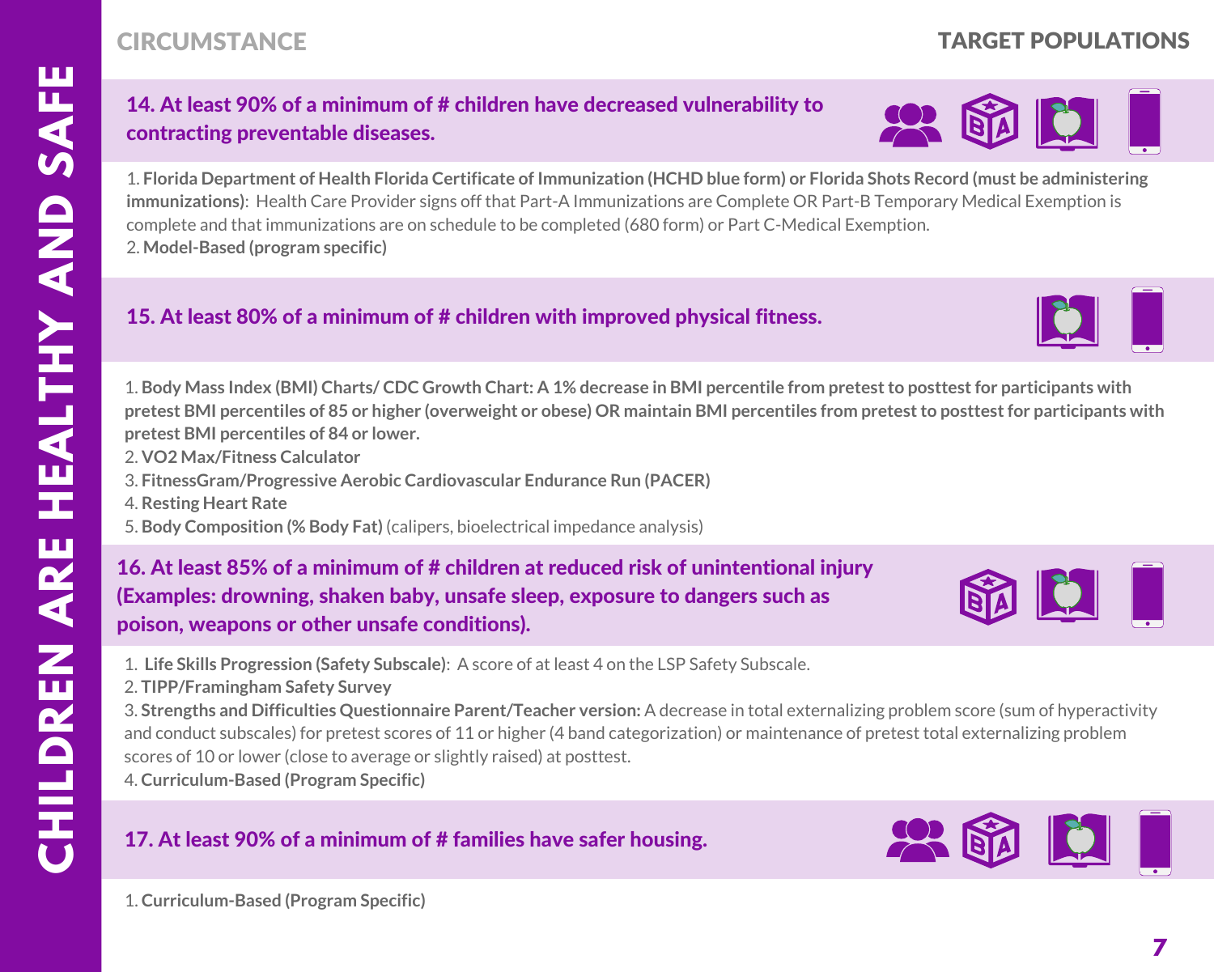# CHILDREN ARE HEALTHY AND SAFE

**CIRCUMSTANCE** | **TARGET POPULATIONS**

### 14. At least 90% of a minimum of # children have decreased vulnerability to contracting preventable diseases.

1. **Florida Department of Health Florida Certificate of Immunization (HCHD blue form) or Florida Shots Record (must be administering immunizations)**: Health Care Provider signs off that Part-A Immunizations are Complete OR Part-B Temporary Medical Exemption is complete and that immunizations are on schedule to be completed (680 form) or Part C-Medical Exemption.
2. **Model-Based (program specific)**

### 15. At least 80% of a minimum of # children with improved physical fitness.

1. **Body Mass Index (BMI) Charts/ CDC Growth Chart: A 1% decrease in BMI percentile from pretest to posttest for participants with pretest BMI percentiles of 85 or higher (overweight or obese) OR maintain BMI percentiles from pretest to posttest for participants with pretest BMI percentiles of 84 or lower.**
2. **VO2 Max/Fitness Calculator**
3. **FitnessGram/Progressive Aerobic Cardiovascular Endurance Run (PACER)**
4. **Resting Heart Rate**
5. **Body Composition (% Body Fat)** (calipers, bioelectrical impedance analysis)

### 16. At least 85% of a minimum of # children at reduced risk of unintentional injury (Examples: drowning, shaken baby, unsafe sleep, exposure to dangers such as poison, weapons or other unsafe conditions).

1. **Life Skills Progression (Safety Subscale)**: A score of at least 4 on the LSP Safety Subscale.
2. **TIPP/Framingham Safety Survey**
3. **Strengths and Difficulties Questionnaire Parent/Teacher version:** A decrease in total externalizing problem score (sum of hyperactivity and conduct subscales) for pretest scores of 11 or higher (4 band categorization) or maintenance of pretest total externalizing problem scores of 10 or lower (close to average or slightly raised) at posttest.
4. **Curriculum-Based (Program Specific)**

### 17. At least 90% of a minimum of # families have safer housing.

1. **Curriculum-Based (Program Specific)**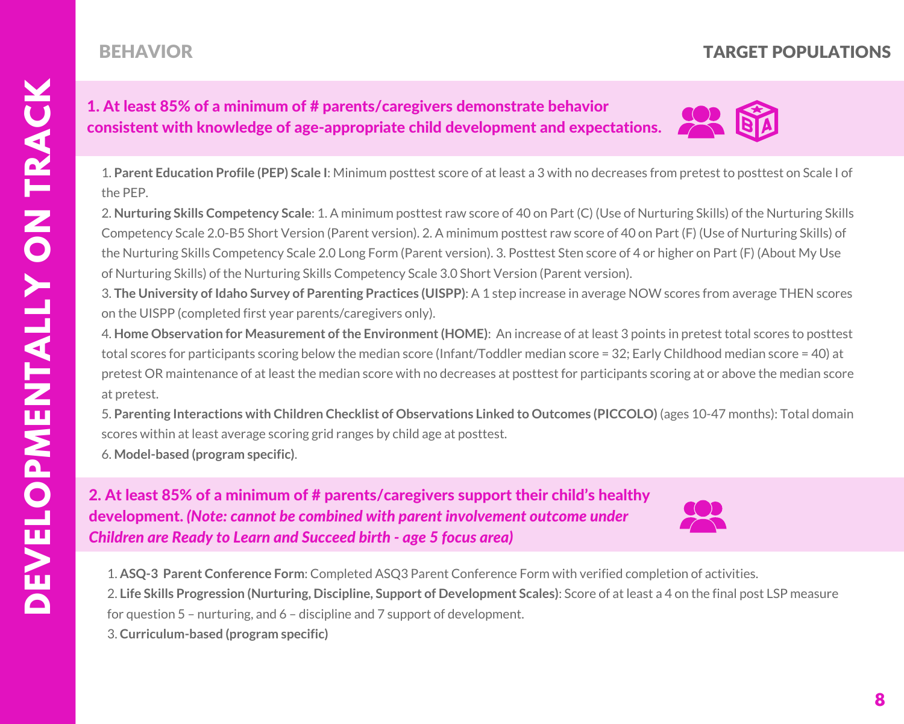# DEVELOPMENTALLY ON TRACK

**BEHAVIOR** | **TARGET POPULATIONS**

## 1. At least 85% of a minimum of # parents/caregivers demonstrate behavior consistent with knowledge of age-appropriate child development and expectations.

1. **Parent Education Profile (PEP) Scale I**: Minimum posttest score of at least a 3 with no decreases from pretest to posttest on Scale I of the PEP.
2. **Nurturing Skills Competency Scale**: 1. A minimum posttest raw score of 40 on Part (C) (Use of Nurturing Skills) of the Nurturing Skills Competency Scale 2.0-B5 Short Version (Parent version). 2. A minimum posttest raw score of 40 on Part (F) (Use of Nurturing Skills) of the Nurturing Skills Competency Scale 2.0 Long Form (Parent version). 3. Posttest Sten score of 4 or higher on Part (F) (About My Use of Nurturing Skills) of the Nurturing Skills Competency Scale 3.0 Short Version (Parent version).
3. **The University of Idaho Survey of Parenting Practices (UISPP)**: A 1 step increase in average NOW scores from average THEN scores on the UISPP (completed first year parents/caregivers only).
4. **Home Observation for Measurement of the Environment (HOME)**: An increase of at least 3 points in pretest total scores to posttest total scores for participants scoring below the median score (Infant/Toddler median score = 32; Early Childhood median score = 40) at pretest OR maintenance of at least the median score with no decreases at posttest for participants scoring at or above the median score at pretest.
5. **Parenting Interactions with Children Checklist of Observations Linked to Outcomes (PICCOLO)** (ages 10-47 months): Total domain scores within at least average scoring grid ranges by child age at posttest.
6. **Model-based (program specific)**.

## 2. At least 85% of a minimum of # parents/caregivers support their child's healthy development. *(Note: cannot be combined with parent involvement outcome under Children are Ready to Learn and Succeed birth - age 5 focus area)*

1. **ASQ-3 Parent Conference Form**: Completed ASQ3 Parent Conference Form with verified completion of activities.
2. **Life Skills Progression (Nurturing, Discipline, Support of Development Scales)**: Score of at least a 4 on the final post LSP measure for question 5 – nurturing, and 6 – discipline and 7 support of development.
3. **Curriculum-based (program specific)**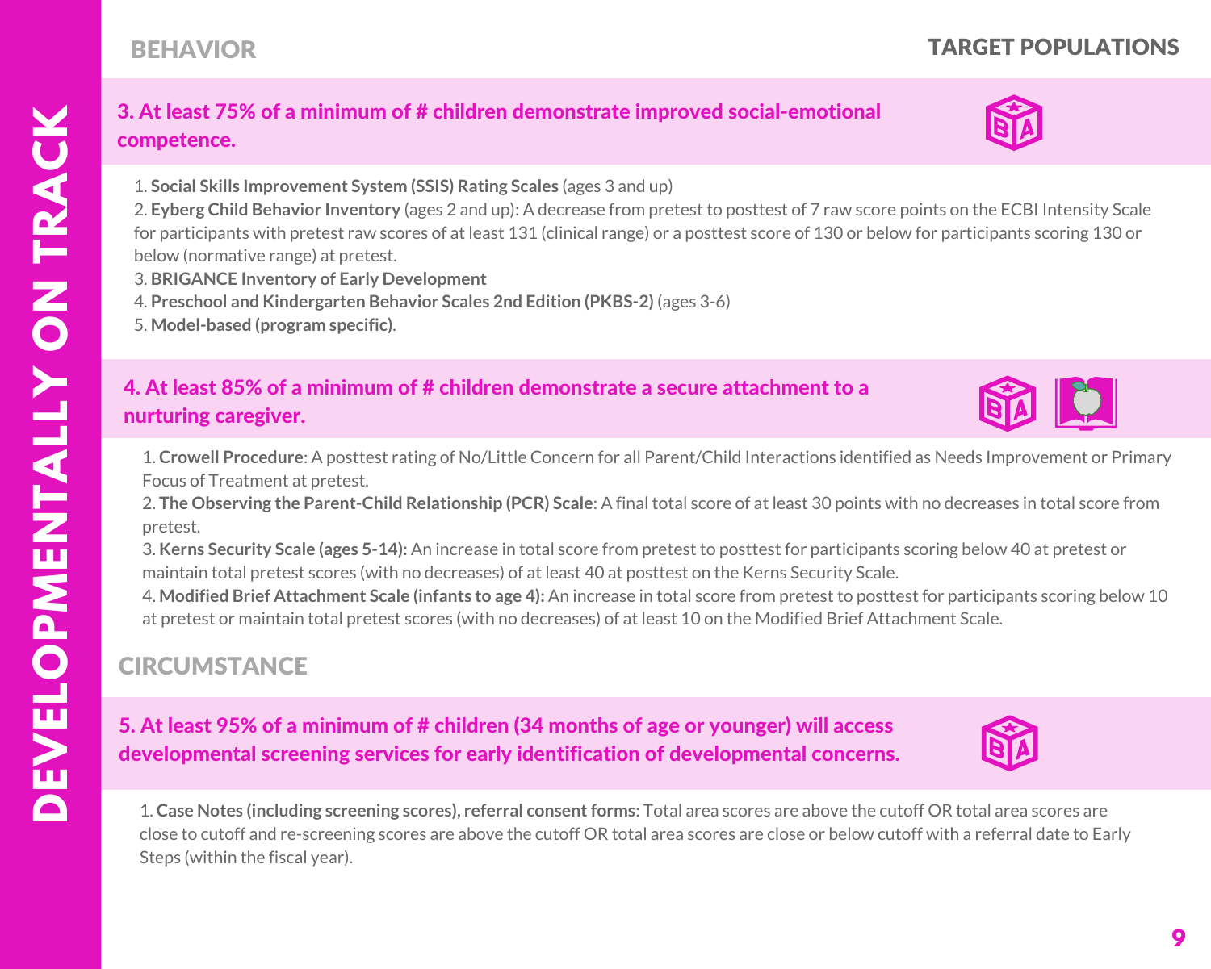## BEHAVIOR

**TARGET POPULATIONS**

### 3. At least 75% of a minimum of # children demonstrate improved social-emotional competence.

1. **Social Skills Improvement System (SSIS) Rating Scales** (ages 3 and up)
2. **Eyberg Child Behavior Inventory** (ages 2 and up): A decrease from pretest to posttest of 7 raw score points on the ECBI Intensity Scale for participants with pretest raw scores of at least 131 (clinical range) or a posttest score of 130 or below for participants scoring 130 or below (normative range) at pretest.
3. **BRIGANCE Inventory of Early Development**
4. **Preschool and Kindergarten Behavior Scales 2nd Edition (PKBS-2)** (ages 3-6)
5. **Model-based (program specific)**.

### 4. At least 85% of a minimum of # children demonstrate a secure attachment to a nurturing caregiver.

1. **Crowell Procedure**: A posttest rating of No/Little Concern for all Parent/Child Interactions identified as Needs Improvement or Primary Focus of Treatment at pretest.
2. **The Observing the Parent-Child Relationship (PCR) Scale**: A final total score of at least 30 points with no decreases in total score from pretest.
3. **Kerns Security Scale (ages 5-14):** An increase in total score from pretest to posttest for participants scoring below 40 at pretest or maintain total pretest scores (with no decreases) of at least 40 at posttest on the Kerns Security Scale.
4. **Modified Brief Attachment Scale (infants to age 4):** An increase in total score from pretest to posttest for participants scoring below 10 at pretest or maintain total pretest scores (with no decreases) of at least 10 on the Modified Brief Attachment Scale.

## CIRCUMSTANCE

### 5. At least 95% of a minimum of # children (34 months of age or younger) will access developmental screening services for early identification of developmental concerns.

1. **Case Notes (including screening scores), referral consent forms**: Total area scores are above the cutoff OR total area scores are close to cutoff and re-screening scores are above the cutoff OR total area scores are close or below cutoff with a referral date to Early Steps (within the fiscal year).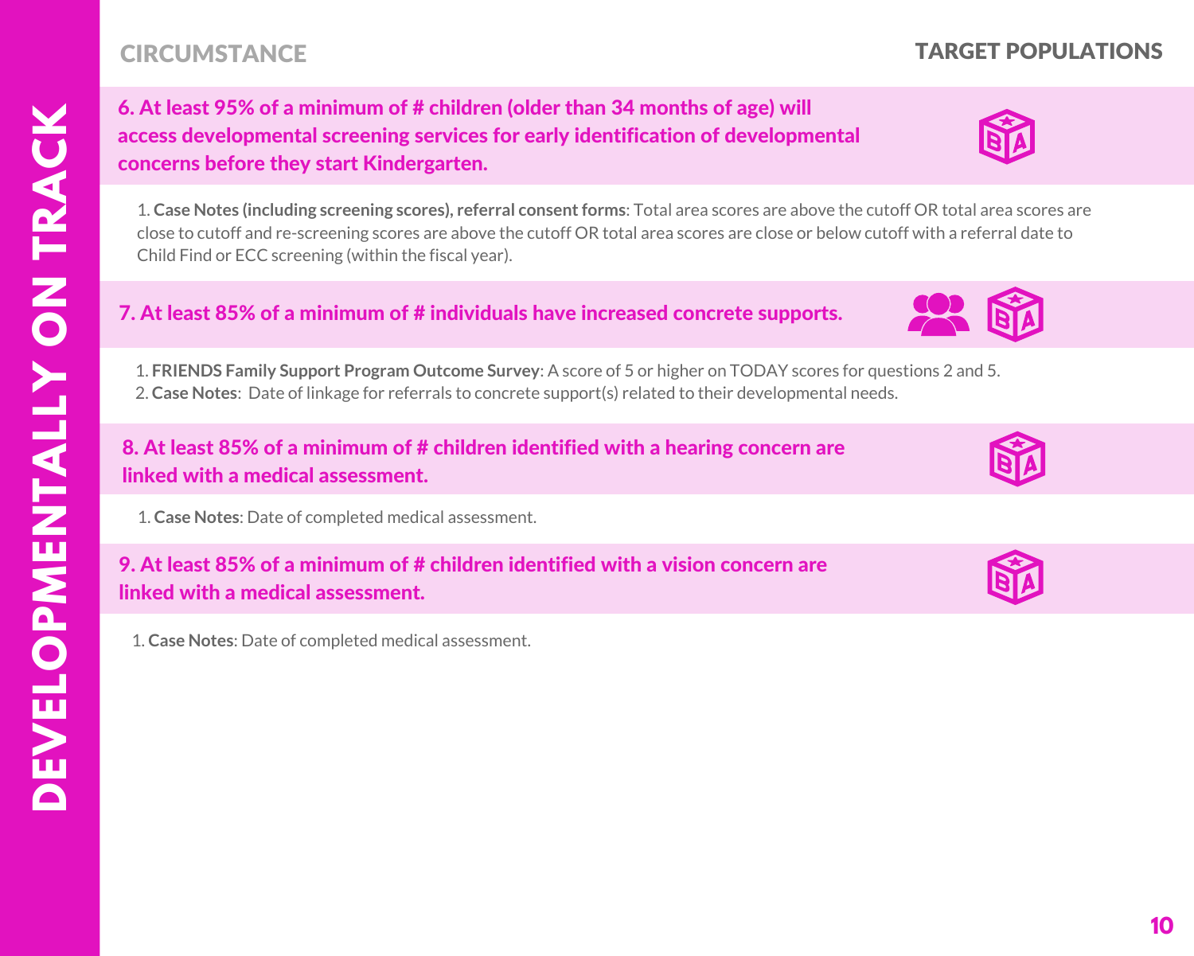# DEVELOPMENTALLY ON TRACK

**CIRCUMSTANCE** | **TARGET POPULATIONS**

### 6. At least 95% of a minimum of # children (older than 34 months of age) will access developmental screening services for early identification of developmental concerns before they start Kindergarten.

1. **Case Notes (including screening scores), referral consent forms**: Total area scores are above the cutoff OR total area scores are close to cutoff and re-screening scores are above the cutoff OR total area scores are close or below cutoff with a referral date to Child Find or ECC screening (within the fiscal year).

### 7. At least 85% of a minimum of # individuals have increased concrete supports.

1. **FRIENDS Family Support Program Outcome Survey**: A score of 5 or higher on TODAY scores for questions 2 and 5.
2. **Case Notes**: Date of linkage for referrals to concrete support(s) related to their developmental needs.

### 8. At least 85% of a minimum of # children identified with a hearing concern are linked with a medical assessment.

1. **Case Notes**: Date of completed medical assessment.

### 9. At least 85% of a minimum of # children identified with a vision concern are linked with a medical assessment.

1. **Case Notes**: Date of completed medical assessment.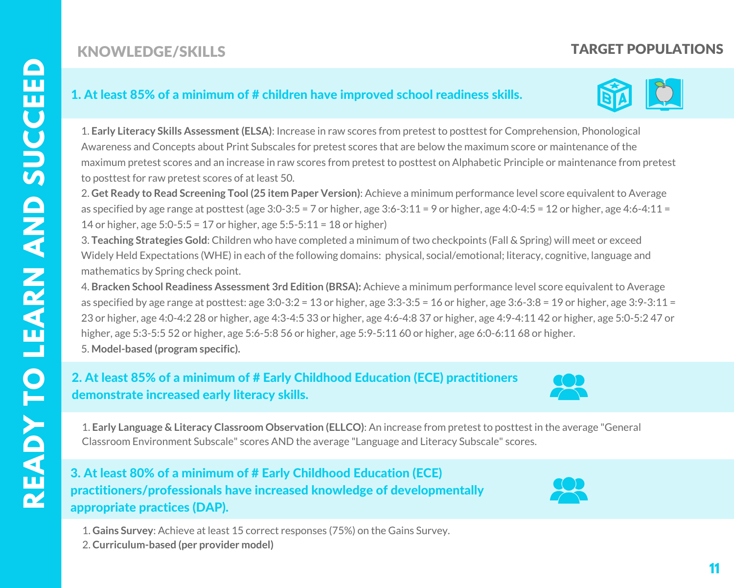# READY TO LEARN AND SUCCEED

## KNOWLEDGE/SKILLS

**TARGET POPULATIONS**

### 1. At least 85% of a minimum of # children have improved school readiness skills.

1. **Early Literacy Skills Assessment (ELSA)**: Increase in raw scores from pretest to posttest for Comprehension, Phonological Awareness and Concepts about Print Subscales for pretest scores that are below the maximum score or maintenance of the maximum pretest scores and an increase in raw scores from pretest to posttest on Alphabetic Principle or maintenance from pretest to posttest for raw pretest scores of at least 50.
2. **Get Ready to Read Screening Tool (25 item Paper Version)**: Achieve a minimum performance level score equivalent to Average as specified by age range at posttest (age 3:0-3:5 = 7 or higher, age 3:6-3:11 = 9 or higher, age 4:0-4:5 = 12 or higher, age 4:6-4:11 = 14 or higher, age 5:0-5:5 = 17 or higher, age 5:5-5:11 = 18 or higher)
3. **Teaching Strategies Gold**: Children who have completed a minimum of two checkpoints (Fall & Spring) will meet or exceed Widely Held Expectations (WHE) in each of the following domains: physical, social/emotional; literacy, cognitive, language and mathematics by Spring check point.
4. **Bracken School Readiness Assessment 3rd Edition (BRSA):** Achieve a minimum performance level score equivalent to Average as specified by age range at posttest: age 3:0-3:2 = 13 or higher, age 3:3-3:5 = 16 or higher, age 3:6-3:8 = 19 or higher, age 3:9-3:11 = 23 or higher, age 4:0-4:2 28 or higher, age 4:3-4:5 33 or higher, age 4:6-4:8 37 or higher, age 4:9-4:11 42 or higher, age 5:0-5:2 47 or higher, age 5:3-5:5 52 or higher, age 5:6-5:8 56 or higher, age 5:9-5:11 60 or higher, age 6:0-6:11 68 or higher.
5. **Model-based (program specific).**

### 2. At least 85% of a minimum of # Early Childhood Education (ECE) practitioners demonstrate increased early literacy skills.

1. **Early Language & Literacy Classroom Observation (ELLCO)**: An increase from pretest to posttest in the average "General Classroom Environment Subscale" scores AND the average "Language and Literacy Subscale" scores.

### 3. At least 80% of a minimum of # Early Childhood Education (ECE) practitioners/professionals have increased knowledge of developmentally appropriate practices (DAP).

1. **Gains Survey**: Achieve at least 15 correct responses (75%) on the Gains Survey.
2. **Curriculum-based (per provider model)**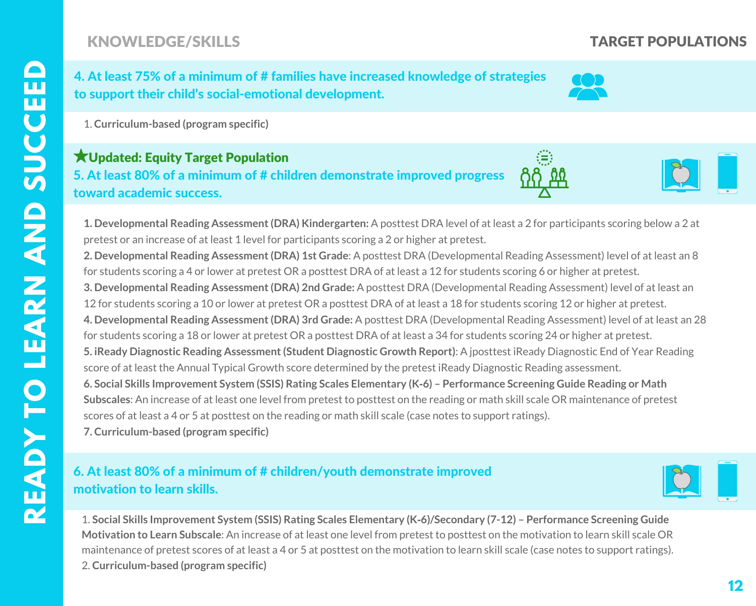KNOWLEDGE/SKILLS

TARGET POPULATIONS

## 4. At least 75% of a minimum of # families have increased knowledge of strategies to support their child's social-emotional development.

1. **Curriculum-based (program specific)**

★**Updated: Equity Target Population**

## 5. At least 80% of a minimum of # children demonstrate improved progress toward academic success.

**1. Developmental Reading Assessment (DRA) Kindergarten:** A posttest DRA level of at least a 2 for participants scoring below a 2 at pretest or an increase of at least 1 level for participants scoring a 2 or higher at pretest.

**2. Developmental Reading Assessment (DRA) 1st Grade**: A posttest DRA (Developmental Reading Assessment) level of at least an 8 for students scoring a 4 or lower at pretest OR a posttest DRA of at least a 12 for students scoring 6 or higher at pretest.

**3. Developmental Reading Assessment (DRA) 2nd Grade:** A posttest DRA (Developmental Reading Assessment) level of at least an 12 for students scoring a 10 or lower at pretest OR a posttest DRA of at least a 18 for students scoring 12 or higher at pretest.

**4. Developmental Reading Assessment (DRA) 3rd Grade:** A posttest DRA (Developmental Reading Assessment) level of at least an 28 for students scoring a 18 or lower at pretest OR a posttest DRA of at least a 34 for students scoring 24 or higher at pretest.

**5. iReady Diagnostic Reading Assessment (Student Diagnostic Growth Report)**: A jposttest iReady Diagnostic End of Year Reading score of at least the Annual Typical Growth score determined by the pretest iReady Diagnostic Reading assessment.

**6. Social Skills Improvement System (SSIS) Rating Scales Elementary (K-6) – Performance Screening Guide Reading or Math Subscales**: An increase of at least one level from pretest to posttest on the reading or math skill scale OR maintenance of pretest scores of at least a 4 or 5 at posttest on the reading or math skill scale (case notes to support ratings).

**7. Curriculum-based (program specific)**

## 6. At least 80% of a minimum of # children/youth demonstrate improved motivation to learn skills.

1. **Social Skills Improvement System (SSIS) Rating Scales Elementary (K-6)/Secondary (7-12) – Performance Screening Guide Motivation to Learn Subscale**: An increase of at least one level from pretest to posttest on the motivation to learn skill scale OR maintenance of pretest scores of at least a 4 or 5 at posttest on the motivation to learn skill scale (case notes to support ratings).
2. **Curriculum-based (program specific)**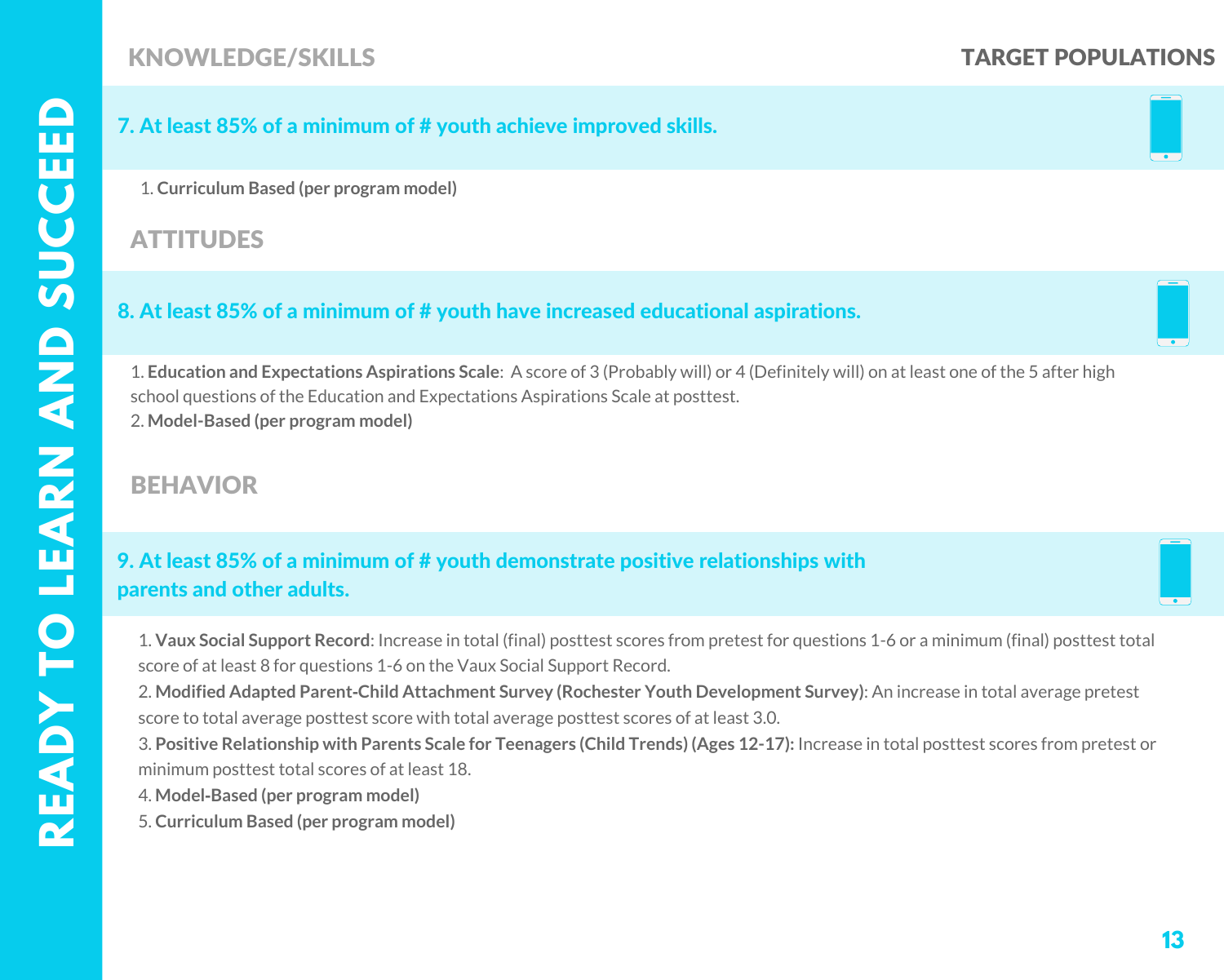## KNOWLEDGE/SKILLS

**TARGET POPULATIONS**

### 7. At least 85% of a minimum of # youth achieve improved skills.

1. **Curriculum Based (per program model)**

## ATTITUDES

### 8. At least 85% of a minimum of # youth have increased educational aspirations.

1. **Education and Expectations Aspirations Scale**: A score of 3 (Probably will) or 4 (Definitely will) on at least one of the 5 after high school questions of the Education and Expectations Aspirations Scale at posttest.
2. **Model-Based (per program model)**

## BEHAVIOR

### 9. At least 85% of a minimum of # youth demonstrate positive relationships with parents and other adults.

1. **Vaux Social Support Record**: Increase in total (final) posttest scores from pretest for questions 1-6 or a minimum (final) posttest total score of at least 8 for questions 1-6 on the Vaux Social Support Record.
2. **Modified Adapted Parent-Child Attachment Survey (Rochester Youth Development Survey)**: An increase in total average pretest score to total average posttest score with total average posttest scores of at least 3.0.
3. **Positive Relationship with Parents Scale for Teenagers (Child Trends) (Ages 12-17):** Increase in total posttest scores from pretest or minimum posttest total scores of at least 18.
4. **Model-Based (per program model)**
5. **Curriculum Based (per program model)**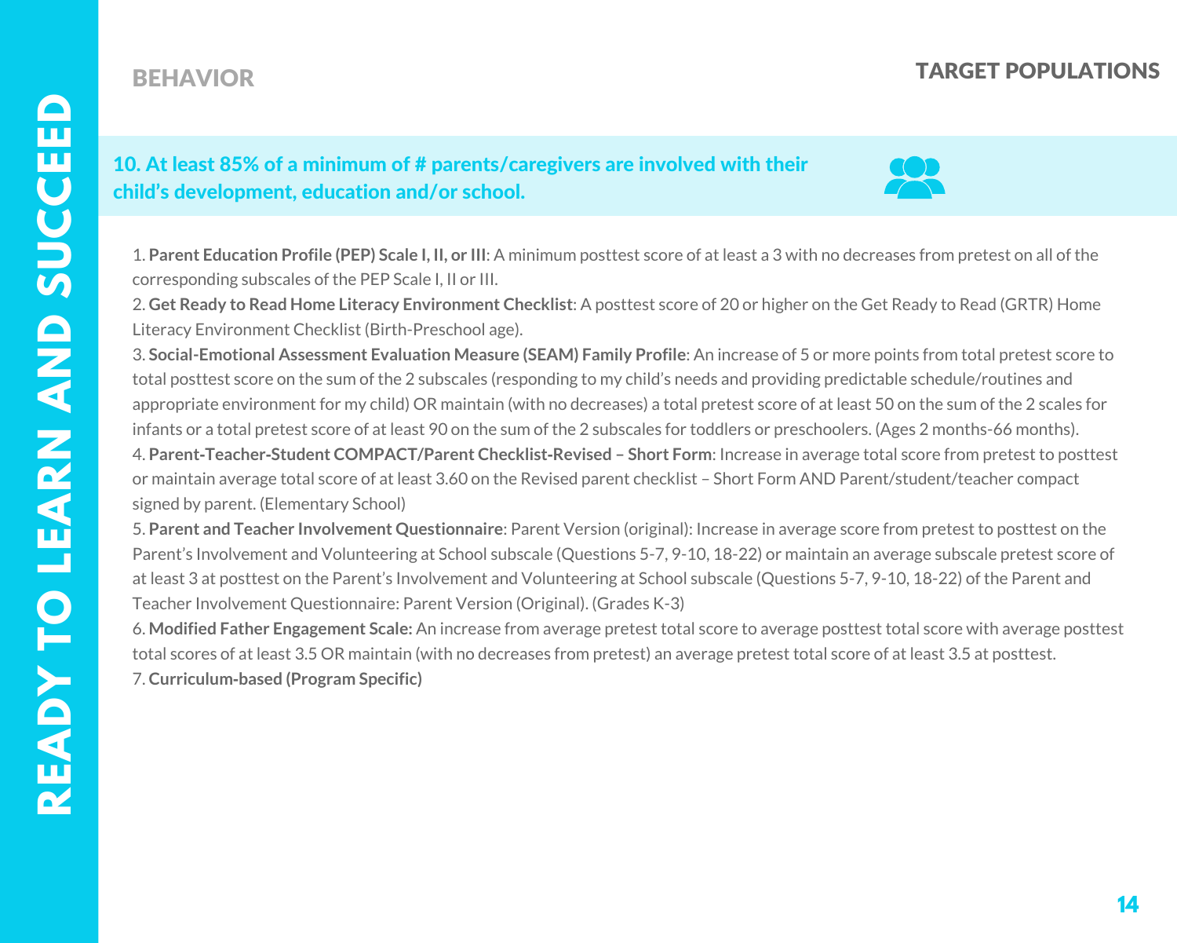## BEHAVIOR

## TARGET POPULATIONS

### 10. At least 85% of a minimum of # parents/caregivers are involved with their child's development, education and/or school.

1. **Parent Education Profile (PEP) Scale I, II, or III**: A minimum posttest score of at least a 3 with no decreases from pretest on all of the corresponding subscales of the PEP Scale I, II or III.
2. **Get Ready to Read Home Literacy Environment Checklist**: A posttest score of 20 or higher on the Get Ready to Read (GRTR) Home Literacy Environment Checklist (Birth-Preschool age).
3. **Social-Emotional Assessment Evaluation Measure (SEAM) Family Profile**: An increase of 5 or more points from total pretest score to total posttest score on the sum of the 2 subscales (responding to my child's needs and providing predictable schedule/routines and appropriate environment for my child) OR maintain (with no decreases) a total pretest score of at least 50 on the sum of the 2 scales for infants or a total pretest score of at least 90 on the sum of the 2 subscales for toddlers or preschoolers. (Ages 2 months-66 months).
4. **Parent-Teacher-Student COMPACT/Parent Checklist-Revised – Short Form**: Increase in average total score from pretest to posttest or maintain average total score of at least 3.60 on the Revised parent checklist – Short Form AND Parent/student/teacher compact signed by parent. (Elementary School)
5. **Parent and Teacher Involvement Questionnaire**: Parent Version (original): Increase in average score from pretest to posttest on the Parent's Involvement and Volunteering at School subscale (Questions 5-7, 9-10, 18-22) or maintain an average subscale pretest score of at least 3 at posttest on the Parent's Involvement and Volunteering at School subscale (Questions 5-7, 9-10, 18-22) of the Parent and Teacher Involvement Questionnaire: Parent Version (Original). (Grades K-3)
6. **Modified Father Engagement Scale:** An increase from average pretest total score to average posttest total score with average posttest total scores of at least 3.5 OR maintain (with no decreases from pretest) an average pretest total score of at least 3.5 at posttest.
7. **Curriculum-based (Program Specific)**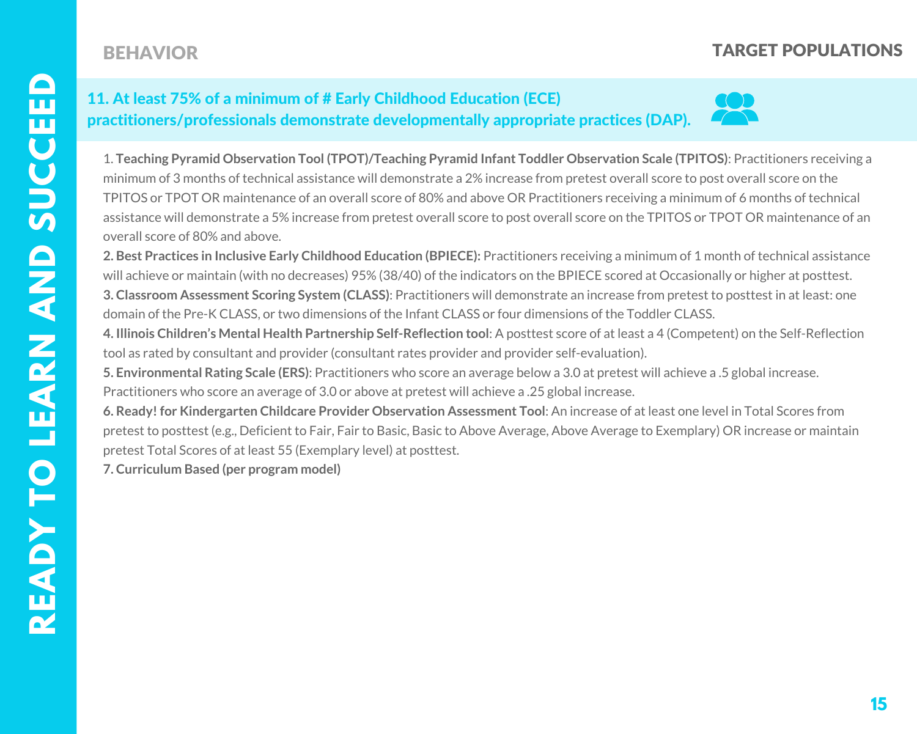BEHAVIOR

TARGET POPULATIONS

## 11. At least 75% of a minimum of # Early Childhood Education (ECE) practitioners/professionals demonstrate developmentally appropriate practices (DAP).

1. **Teaching Pyramid Observation Tool (TPOT)/Teaching Pyramid Infant Toddler Observation Scale (TPITOS)**: Practitioners receiving a minimum of 3 months of technical assistance will demonstrate a 2% increase from pretest overall score to post overall score on the TPITOS or TPOT OR maintenance of an overall score of 80% and above OR Practitioners receiving a minimum of 6 months of technical assistance will demonstrate a 5% increase from pretest overall score to post overall score on the TPITOS or TPOT OR maintenance of an overall score of 80% and above.

**2. Best Practices in Inclusive Early Childhood Education (BPIECE):** Practitioners receiving a minimum of 1 month of technical assistance will achieve or maintain (with no decreases) 95% (38/40) of the indicators on the BPIECE scored at Occasionally or higher at posttest.

**3. Classroom Assessment Scoring System (CLASS)**: Practitioners will demonstrate an increase from pretest to posttest in at least: one domain of the Pre-K CLASS, or two dimensions of the Infant CLASS or four dimensions of the Toddler CLASS.

**4. Illinois Children's Mental Health Partnership Self-Reflection tool**: A posttest score of at least a 4 (Competent) on the Self-Reflection tool as rated by consultant and provider (consultant rates provider and provider self-evaluation).

**5. Environmental Rating Scale (ERS)**: Practitioners who score an average below a 3.0 at pretest will achieve a .5 global increase. Practitioners who score an average of 3.0 or above at pretest will achieve a .25 global increase.

**6. Ready! for Kindergarten Childcare Provider Observation Assessment Tool**: An increase of at least one level in Total Scores from pretest to posttest (e.g., Deficient to Fair, Fair to Basic, Basic to Above Average, Above Average to Exemplary) OR increase or maintain pretest Total Scores of at least 55 (Exemplary level) at posttest.

**7. Curriculum Based (per program model)**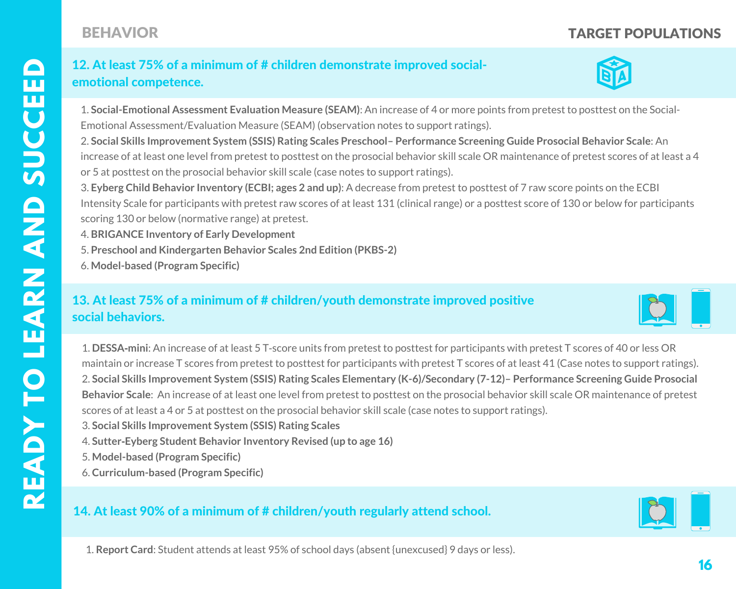# BEHAVIOR

## TARGET POPULATIONS

### 12. At least 75% of a minimum of # children demonstrate improved social-emotional competence.

1. **Social-Emotional Assessment Evaluation Measure (SEAM)**: An increase of 4 or more points from pretest to posttest on the Social-Emotional Assessment/Evaluation Measure (SEAM) (observation notes to support ratings).
2. **Social Skills Improvement System (SSIS) Rating Scales Preschool– Performance Screening Guide Prosocial Behavior Scale**: An increase of at least one level from pretest to posttest on the prosocial behavior skill scale OR maintenance of pretest scores of at least a 4 or 5 at posttest on the prosocial behavior skill scale (case notes to support ratings).
3. **Eyberg Child Behavior Inventory (ECBI; ages 2 and up)**: A decrease from pretest to posttest of 7 raw score points on the ECBI Intensity Scale for participants with pretest raw scores of at least 131 (clinical range) or a posttest score of 130 or below for participants scoring 130 or below (normative range) at pretest.
4. **BRIGANCE Inventory of Early Development**
5. **Preschool and Kindergarten Behavior Scales 2nd Edition (PKBS-2)**
6. **Model-based (Program Specific)**

### 13. At least 75% of a minimum of # children/youth demonstrate improved positive social behaviors.

1. **DESSA-mini**: An increase of at least 5 T-score units from pretest to posttest for participants with pretest T scores of 40 or less OR maintain or increase T scores from pretest to posttest for participants with pretest T scores of at least 41 (Case notes to support ratings).
2. **Social Skills Improvement System (SSIS) Rating Scales Elementary (K-6)/Secondary (7-12)– Performance Screening Guide Prosocial Behavior Scale**: An increase of at least one level from pretest to posttest on the prosocial behavior skill scale OR maintenance of pretest scores of at least a 4 or 5 at posttest on the prosocial behavior skill scale (case notes to support ratings).
3. **Social Skills Improvement System (SSIS) Rating Scales**
4. **Sutter-Eyberg Student Behavior Inventory Revised (up to age 16)**
5. **Model-based (Program Specific)**
6. **Curriculum-based (Program Specific)**

### 14. At least 90% of a minimum of # children/youth regularly attend school.

1. **Report Card**: Student attends at least 95% of school days (absent {unexcused} 9 days or less).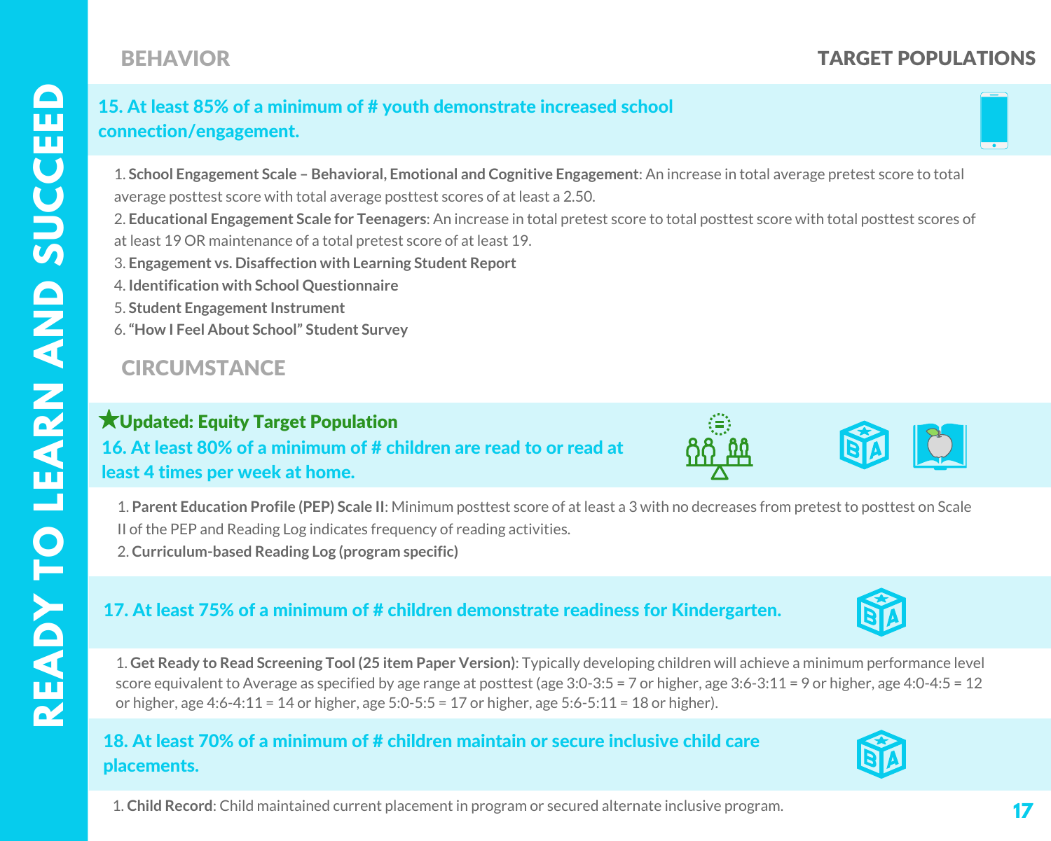## BEHAVIOR

**TARGET POPULATIONS**

### 15. At least 85% of a minimum of # youth demonstrate increased school connection/engagement.

1. **School Engagement Scale – Behavioral, Emotional and Cognitive Engagement**: An increase in total average pretest score to total average posttest score with total average posttest scores of at least a 2.50.
2. **Educational Engagement Scale for Teenagers**: An increase in total pretest score to total posttest score with total posttest scores of at least 19 OR maintenance of a total pretest score of at least 19.
3. **Engagement vs. Disaffection with Learning Student Report**
4. **Identification with School Questionnaire**
5. **Student Engagement Instrument**
6. **"How I Feel About School" Student Survey**

## CIRCUMSTANCE

**★Updated: Equity Target Population**

### 16. At least 80% of a minimum of # children are read to or read at least 4 times per week at home.

1. **Parent Education Profile (PEP) Scale II**: Minimum posttest score of at least a 3 with no decreases from pretest to posttest on Scale II of the PEP and Reading Log indicates frequency of reading activities.
2. **Curriculum-based Reading Log (program specific)**

### 17. At least 75% of a minimum of # children demonstrate readiness for Kindergarten.

1. **Get Ready to Read Screening Tool (25 item Paper Version)**: Typically developing children will achieve a minimum performance level score equivalent to Average as specified by age range at posttest (age 3:0-3:5 = 7 or higher, age 3:6-3:11 = 9 or higher, age 4:0-4:5 = 12 or higher, age 4:6-4:11 = 14 or higher, age 5:0-5:5 = 17 or higher, age 5:6-5:11 = 18 or higher).

### 18. At least 70% of a minimum of # children maintain or secure inclusive child care placements.

1. **Child Record**: Child maintained current placement in program or secured alternate inclusive program.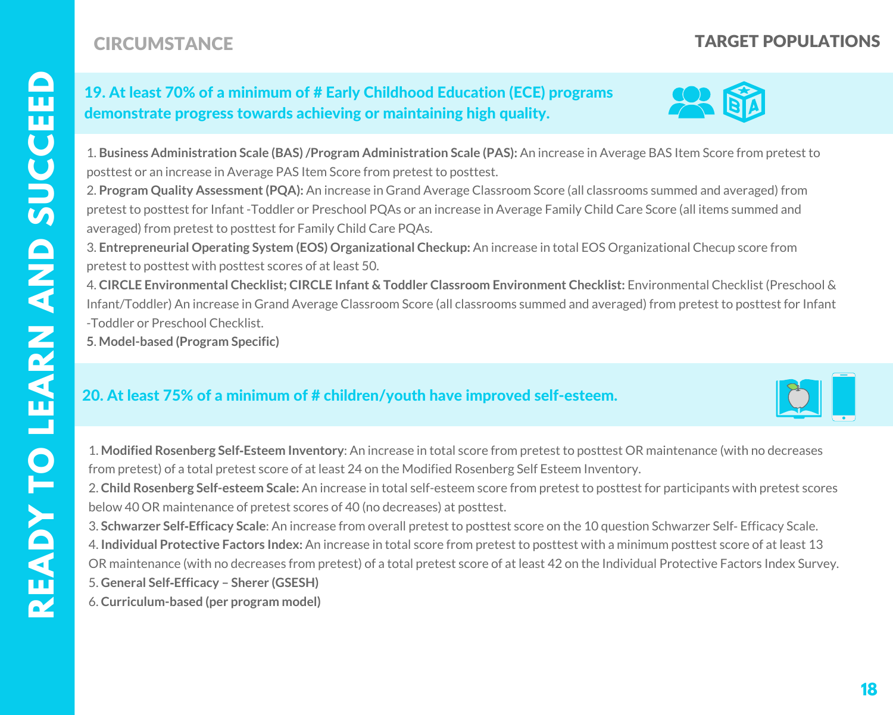CIRCUMSTANCE

TARGET POPULATIONS

## 19. At least 70% of a minimum of # Early Childhood Education (ECE) programs demonstrate progress towards achieving or maintaining high quality.

1. **Business Administration Scale (BAS) /Program Administration Scale (PAS):** An increase in Average BAS Item Score from pretest to posttest or an increase in Average PAS Item Score from pretest to posttest.
2. **Program Quality Assessment (PQA):** An increase in Grand Average Classroom Score (all classrooms summed and averaged) from pretest to posttest for Infant -Toddler or Preschool PQAs or an increase in Average Family Child Care Score (all items summed and averaged) from pretest to posttest for Family Child Care PQAs.
3. **Entrepreneurial Operating System (EOS) Organizational Checkup:** An increase in total EOS Organizational Checup score from pretest to posttest with posttest scores of at least 50.
4. **CIRCLE Environmental Checklist; CIRCLE Infant & Toddler Classroom Environment Checklist:** Environmental Checklist (Preschool & Infant/Toddler) An increase in Grand Average Classroom Score (all classrooms summed and averaged) from pretest to posttest for Infant -Toddler or Preschool Checklist.
5. **Model-based (Program Specific)**

## 20. At least 75% of a minimum of # children/youth have improved self-esteem.

1. **Modified Rosenberg Self-Esteem Inventory**: An increase in total score from pretest to posttest OR maintenance (with no decreases from pretest) of a total pretest score of at least 24 on the Modified Rosenberg Self Esteem Inventory.
2. **Child Rosenberg Self-esteem Scale:** An increase in total self-esteem score from pretest to posttest for participants with pretest scores below 40 OR maintenance of pretest scores of 40 (no decreases) at posttest.
3. **Schwarzer Self-Efficacy Scale**: An increase from overall pretest to posttest score on the 10 question Schwarzer Self- Efficacy Scale.
4. **Individual Protective Factors Index:** An increase in total score from pretest to posttest with a minimum posttest score of at least 13 OR maintenance (with no decreases from pretest) of a total pretest score of at least 42 on the Individual Protective Factors Index Survey.
5. **General Self-Efficacy – Sherer (GSESH)**
6. **Curriculum-based (per program model)**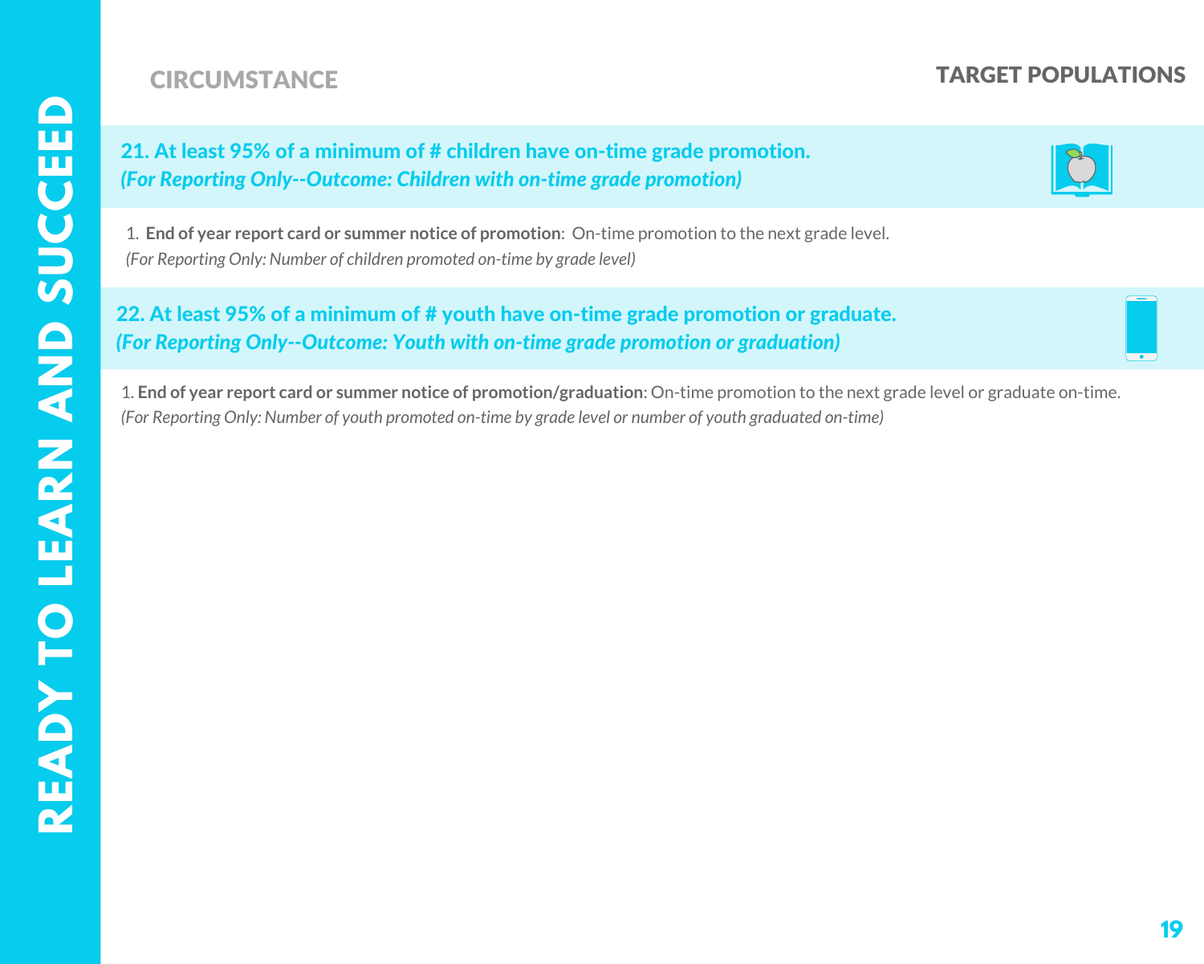READY TO LEARN AND SUCCEED

**CIRCUMSTANCE** | **TARGET POPULATIONS**

## 21. At least 95% of a minimum of # children have on-time grade promotion.
***(For Reporting Only--Outcome: Children with on-time grade promotion)***

1. **End of year report card or summer notice of promotion**: On-time promotion to the next grade level.
*(For Reporting Only: Number of children promoted on-time by grade level)*

## 22. At least 95% of a minimum of # youth have on-time grade promotion or graduate.
***(For Reporting Only--Outcome: Youth with on-time grade promotion or graduation)***

1. **End of year report card or summer notice of promotion/graduation**: On-time promotion to the next grade level or graduate on-time.
*(For Reporting Only: Number of youth promoted on-time by grade level or number of youth graduated on-time)*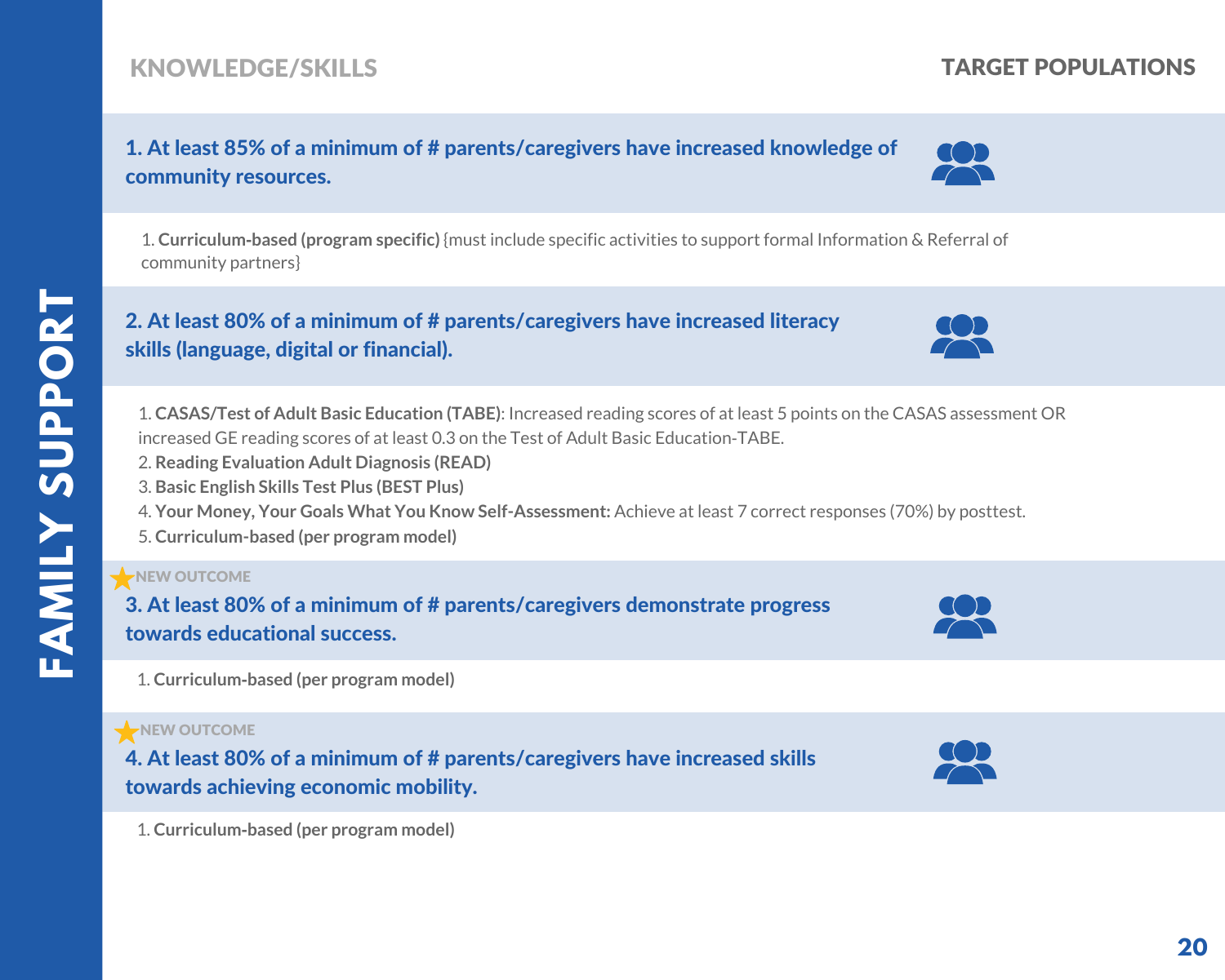# FAMILY SUPPORT

## KNOWLEDGE/SKILLS

**TARGET POPULATIONS**

### 1. At least 85% of a minimum of # parents/caregivers have increased knowledge of community resources.

1. **Curriculum-based (program specific)** {must include specific activities to support formal Information & Referral of community partners}

### 2. At least 80% of a minimum of # parents/caregivers have increased literacy skills (language, digital or financial).

1. **CASAS/Test of Adult Basic Education (TABE)**: Increased reading scores of at least 5 points on the CASAS assessment OR increased GE reading scores of at least 0.3 on the Test of Adult Basic Education-TABE.
2. **Reading Evaluation Adult Diagnosis (READ)**
3. **Basic English Skills Test Plus (BEST Plus)**
4. **Your Money, Your Goals What You Know Self-Assessment:** Achieve at least 7 correct responses (70%) by posttest.
5. **Curriculum-based (per program model)**

★ NEW OUTCOME

### 3. At least 80% of a minimum of # parents/caregivers demonstrate progress towards educational success.

1. **Curriculum-based (per program model)**

★ NEW OUTCOME

### 4. At least 80% of a minimum of # parents/caregivers have increased skills towards achieving economic mobility.

1. **Curriculum-based (per program model)**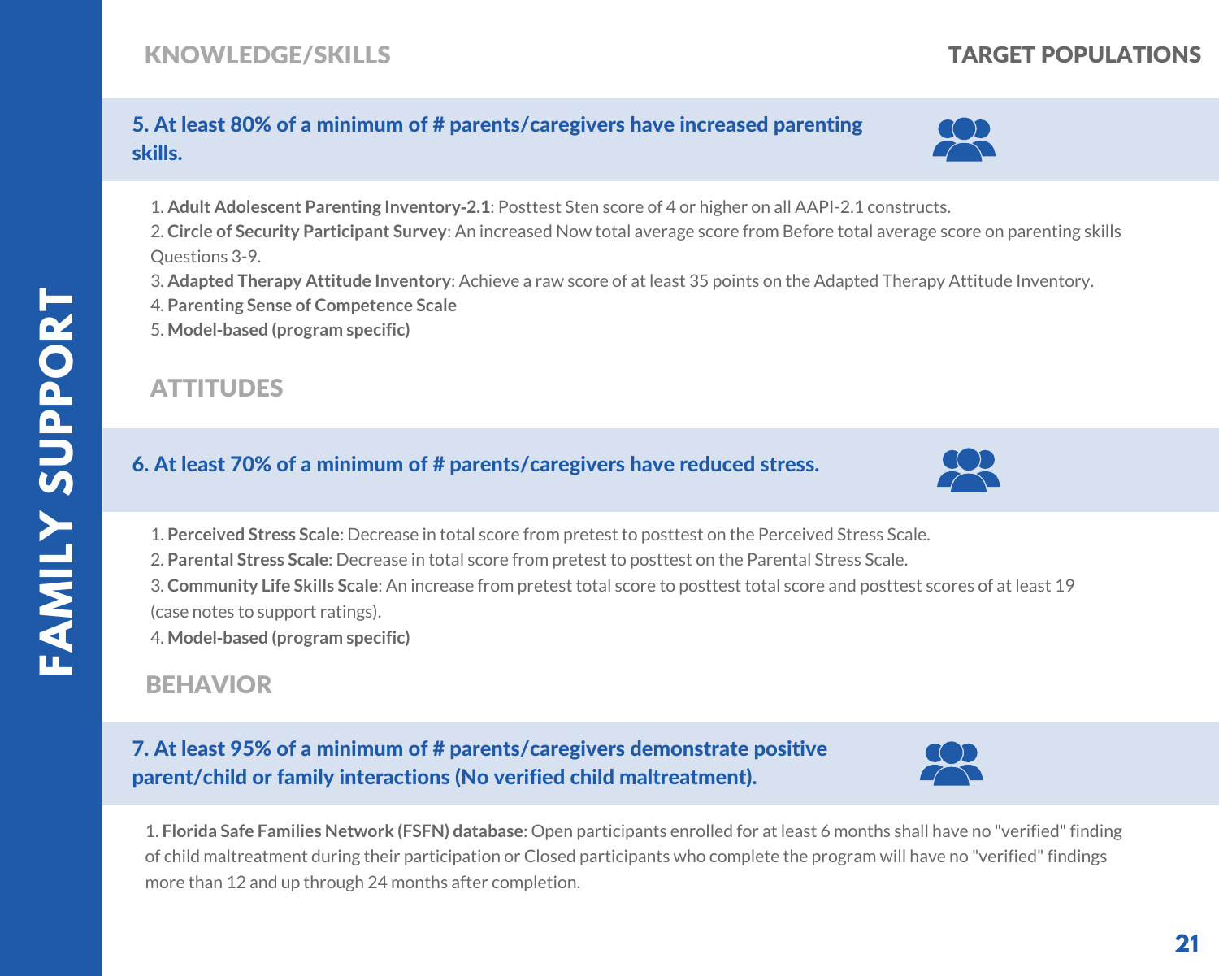## KNOWLEDGE/SKILLS

## TARGET POPULATIONS

### 5. At least 80% of a minimum of # parents/caregivers have increased parenting skills.

1. **Adult Adolescent Parenting Inventory-2.1**: Posttest Sten score of 4 or higher on all AAPI-2.1 constructs.
2. **Circle of Security Participant Survey**: An increased Now total average score from Before total average score on parenting skills Questions 3-9.
3. **Adapted Therapy Attitude Inventory**: Achieve a raw score of at least 35 points on the Adapted Therapy Attitude Inventory.
4. **Parenting Sense of Competence Scale**
5. **Model-based (program specific)**

## ATTITUDES

### 6. At least 70% of a minimum of # parents/caregivers have reduced stress.

1. **Perceived Stress Scale**: Decrease in total score from pretest to posttest on the Perceived Stress Scale.
2. **Parental Stress Scale**: Decrease in total score from pretest to posttest on the Parental Stress Scale.
3. **Community Life Skills Scale**: An increase from pretest total score to posttest total score and posttest scores of at least 19 (case notes to support ratings).
4. **Model-based (program specific)**

## BEHAVIOR

### 7. At least 95% of a minimum of # parents/caregivers demonstrate positive parent/child or family interactions (No verified child maltreatment).

1. **Florida Safe Families Network (FSFN) database**: Open participants enrolled for at least 6 months shall have no "verified" finding of child maltreatment during their participation or Closed participants who complete the program will have no "verified" findings more than 12 and up through 24 months after completion.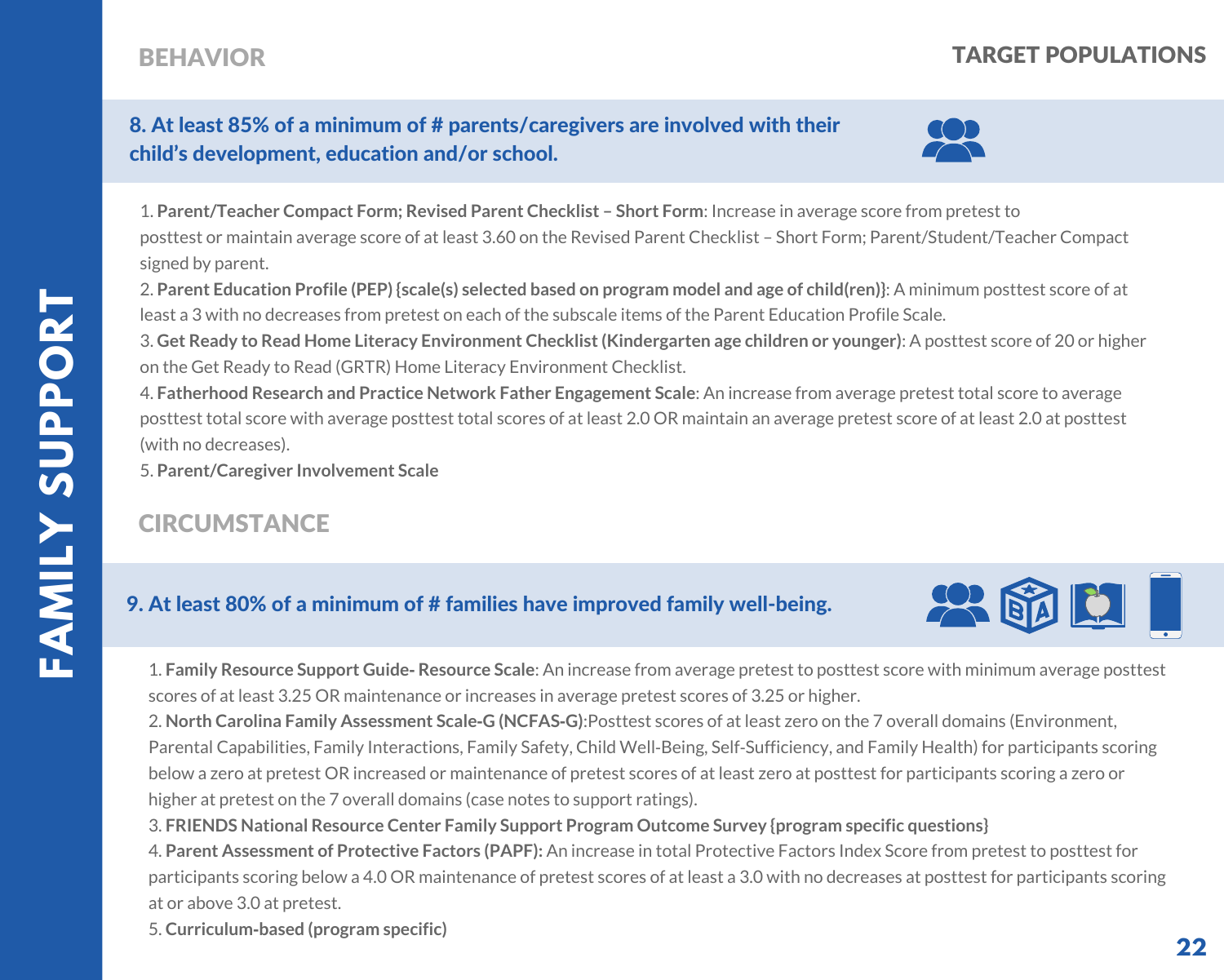## BEHAVIOR

### 8. At least 85% of a minimum of # parents/caregivers are involved with their child's development, education and/or school.

1. **Parent/Teacher Compact Form; Revised Parent Checklist – Short Form**: Increase in average score from pretest to posttest or maintain average score of at least 3.60 on the Revised Parent Checklist – Short Form; Parent/Student/Teacher Compact signed by parent.
2. **Parent Education Profile (PEP) {scale(s) selected based on program model and age of child(ren)}**: A minimum posttest score of at least a 3 with no decreases from pretest on each of the subscale items of the Parent Education Profile Scale.
3. **Get Ready to Read Home Literacy Environment Checklist (Kindergarten age children or younger)**: A posttest score of 20 or higher on the Get Ready to Read (GRTR) Home Literacy Environment Checklist.
4. **Fatherhood Research and Practice Network Father Engagement Scale**: An increase from average pretest total score to average posttest total score with average posttest total scores of at least 2.0 OR maintain an average pretest score of at least 2.0 at posttest (with no decreases).
5. **Parent/Caregiver Involvement Scale**

## CIRCUMSTANCE

### 9. At least 80% of a minimum of # families have improved family well-being.

1. **Family Resource Support Guide- Resource Scale**: An increase from average pretest to posttest score with minimum average posttest scores of at least 3.25 OR maintenance or increases in average pretest scores of 3.25 or higher.
2. **North Carolina Family Assessment Scale-G (NCFAS-G)**:Posttest scores of at least zero on the 7 overall domains (Environment, Parental Capabilities, Family Interactions, Family Safety, Child Well-Being, Self-Sufficiency, and Family Health) for participants scoring below a zero at pretest OR increased or maintenance of pretest scores of at least zero at posttest for participants scoring a zero or higher at pretest on the 7 overall domains (case notes to support ratings).
3. **FRIENDS National Resource Center Family Support Program Outcome Survey {program specific questions}**
4. **Parent Assessment of Protective Factors (PAPF):** An increase in total Protective Factors Index Score from pretest to posttest for participants scoring below a 4.0 OR maintenance of pretest scores of at least a 3.0 with no decreases at posttest for participants scoring at or above 3.0 at pretest.
5. **Curriculum-based (program specific)**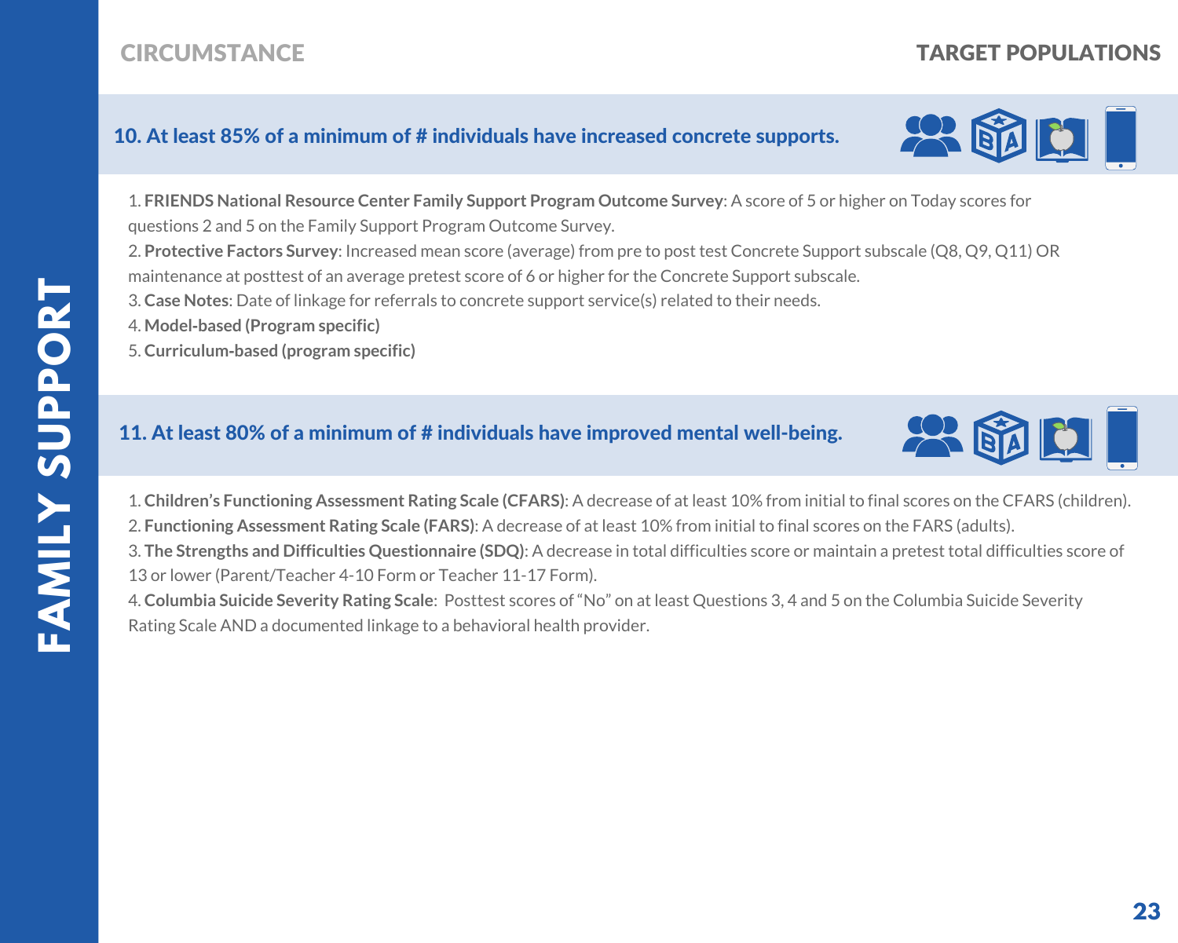**CIRCUMSTANCE** | **TARGET POPULATIONS**

## 10. At least 85% of a minimum of # individuals have increased concrete supports.

1. **FRIENDS National Resource Center Family Support Program Outcome Survey**: A score of 5 or higher on Today scores for questions 2 and 5 on the Family Support Program Outcome Survey.
2. **Protective Factors Survey**: Increased mean score (average) from pre to post test Concrete Support subscale (Q8, Q9, Q11) OR maintenance at posttest of an average pretest score of 6 or higher for the Concrete Support subscale.
3. **Case Notes**: Date of linkage for referrals to concrete support service(s) related to their needs.
4. **Model-based (Program specific)**
5. **Curriculum-based (program specific)**

## 11. At least 80% of a minimum of # individuals have improved mental well-being.

1. **Children's Functioning Assessment Rating Scale (CFARS)**: A decrease of at least 10% from initial to final scores on the CFARS (children).
2. **Functioning Assessment Rating Scale (FARS)**: A decrease of at least 10% from initial to final scores on the FARS (adults).
3. **The Strengths and Difficulties Questionnaire (SDQ)**: A decrease in total difficulties score or maintain a pretest total difficulties score of 13 or lower (Parent/Teacher 4-10 Form or Teacher 11-17 Form).
4. **Columbia Suicide Severity Rating Scale**: Posttest scores of "No" on at least Questions 3, 4 and 5 on the Columbia Suicide Severity Rating Scale AND a documented linkage to a behavioral health provider.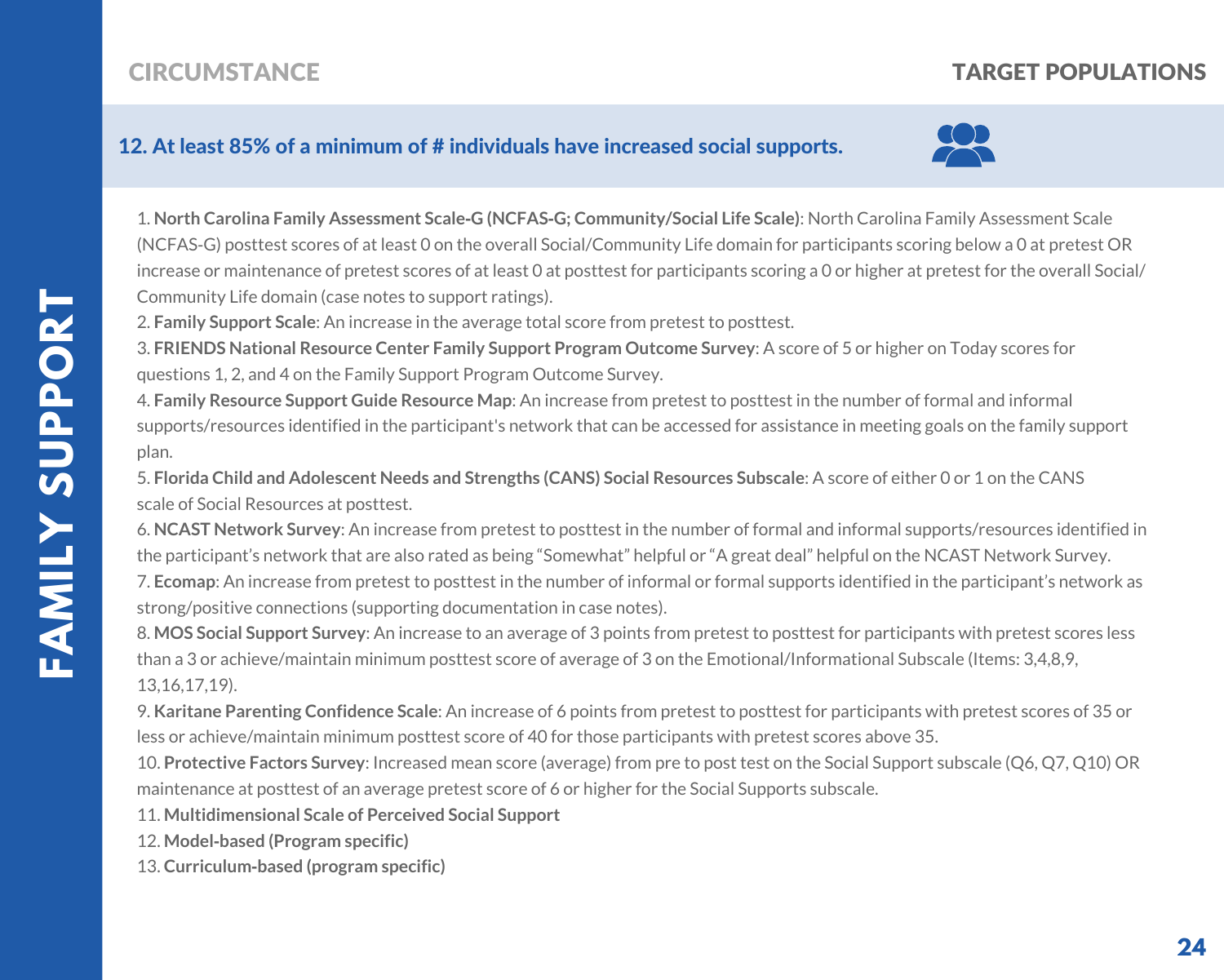FAMILY SUPPORT

CIRCUMSTANCE

TARGET POPULATIONS

### 12. At least 85% of a minimum of # individuals have increased social supports.

1. **North Carolina Family Assessment Scale-G (NCFAS-G; Community/Social Life Scale)**: North Carolina Family Assessment Scale (NCFAS-G) posttest scores of at least 0 on the overall Social/Community Life domain for participants scoring below a 0 at pretest OR increase or maintenance of pretest scores of at least 0 at posttest for participants scoring a 0 or higher at pretest for the overall Social/ Community Life domain (case notes to support ratings).
2. **Family Support Scale**: An increase in the average total score from pretest to posttest.
3. **FRIENDS National Resource Center Family Support Program Outcome Survey**: A score of 5 or higher on Today scores for questions 1, 2, and 4 on the Family Support Program Outcome Survey.
4. **Family Resource Support Guide Resource Map**: An increase from pretest to posttest in the number of formal and informal supports/resources identified in the participant's network that can be accessed for assistance in meeting goals on the family support plan.
5. **Florida Child and Adolescent Needs and Strengths (CANS) Social Resources Subscale**: A score of either 0 or 1 on the CANS scale of Social Resources at posttest.
6. **NCAST Network Survey**: An increase from pretest to posttest in the number of formal and informal supports/resources identified in the participant's network that are also rated as being "Somewhat" helpful or "A great deal" helpful on the NCAST Network Survey.
7. **Ecomap**: An increase from pretest to posttest in the number of informal or formal supports identified in the participant's network as strong/positive connections (supporting documentation in case notes).
8. **MOS Social Support Survey**: An increase to an average of 3 points from pretest to posttest for participants with pretest scores less than a 3 or achieve/maintain minimum posttest score of average of 3 on the Emotional/Informational Subscale (Items: 3,4,8,9, 13,16,17,19).
9. **Karitane Parenting Confidence Scale**: An increase of 6 points from pretest to posttest for participants with pretest scores of 35 or less or achieve/maintain minimum posttest score of 40 for those participants with pretest scores above 35.
10. **Protective Factors Survey**: Increased mean score (average) from pre to post test on the Social Support subscale (Q6, Q7, Q10) OR maintenance at posttest of an average pretest score of 6 or higher for the Social Supports subscale.
11. **Multidimensional Scale of Perceived Social Support**
12. **Model-based (Program specific)**
13. **Curriculum-based (program specific)**